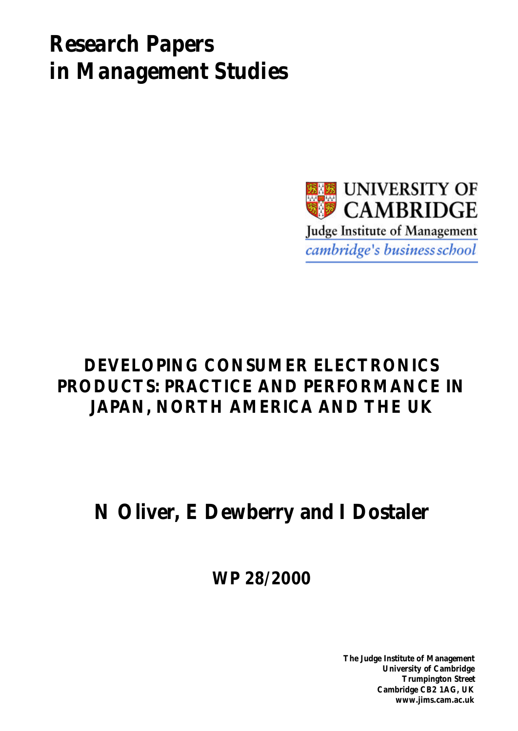# Research Papers in Management Studies

UNIVERSITY OF CAMBRIDGE

Judge Institute of Management

*cambridge's business school*

## DEVELOPING CONSUMER ELECTRONICS PRODUCTS: PRACTICE AND PERFORMANCE IN JAPAN, NORTH AMERICA AND THE UK

**N Oliver, E Dewberry and I Dostaler**

**WP 28/2000**

**The Judge Institute of Management**
**University of Cambridge**
**Trumpington Street**
**Cambridge CB2 1AG, UK**
**www.jims.cam.ac.uk**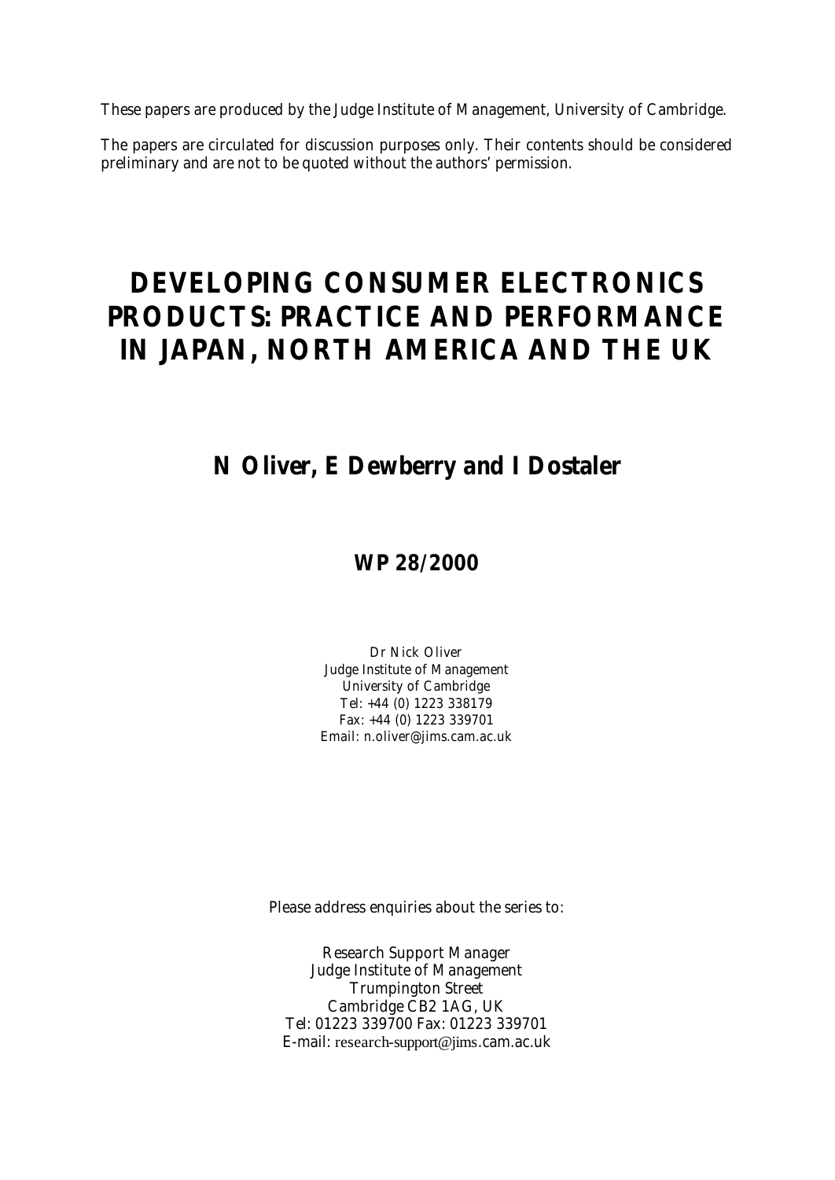These papers are produced by the Judge Institute of Management, University of Cambridge.

The papers are circulated for discussion purposes only. Their contents should be considered preliminary and are not to be quoted without the authors' permission.

# DEVELOPING CONSUMER ELECTRONICS PRODUCTS: PRACTICE AND PERFORMANCE IN JAPAN, NORTH AMERICA AND THE UK

## N Oliver, E Dewberry and I Dostaler

### WP 28/2000

Dr Nick Oliver
Judge Institute of Management
University of Cambridge
Tel: +44 (0) 1223 338179
Fax: +44 (0) 1223 339701
Email: n.oliver@jims.cam.ac.uk

Please address enquiries about the series to:

Research Support Manager
Judge Institute of Management
Trumpington Street
Cambridge CB2 1AG, UK
Tel: 01223 339700 Fax: 01223 339701
E-mail: research-support@jims.cam.ac.uk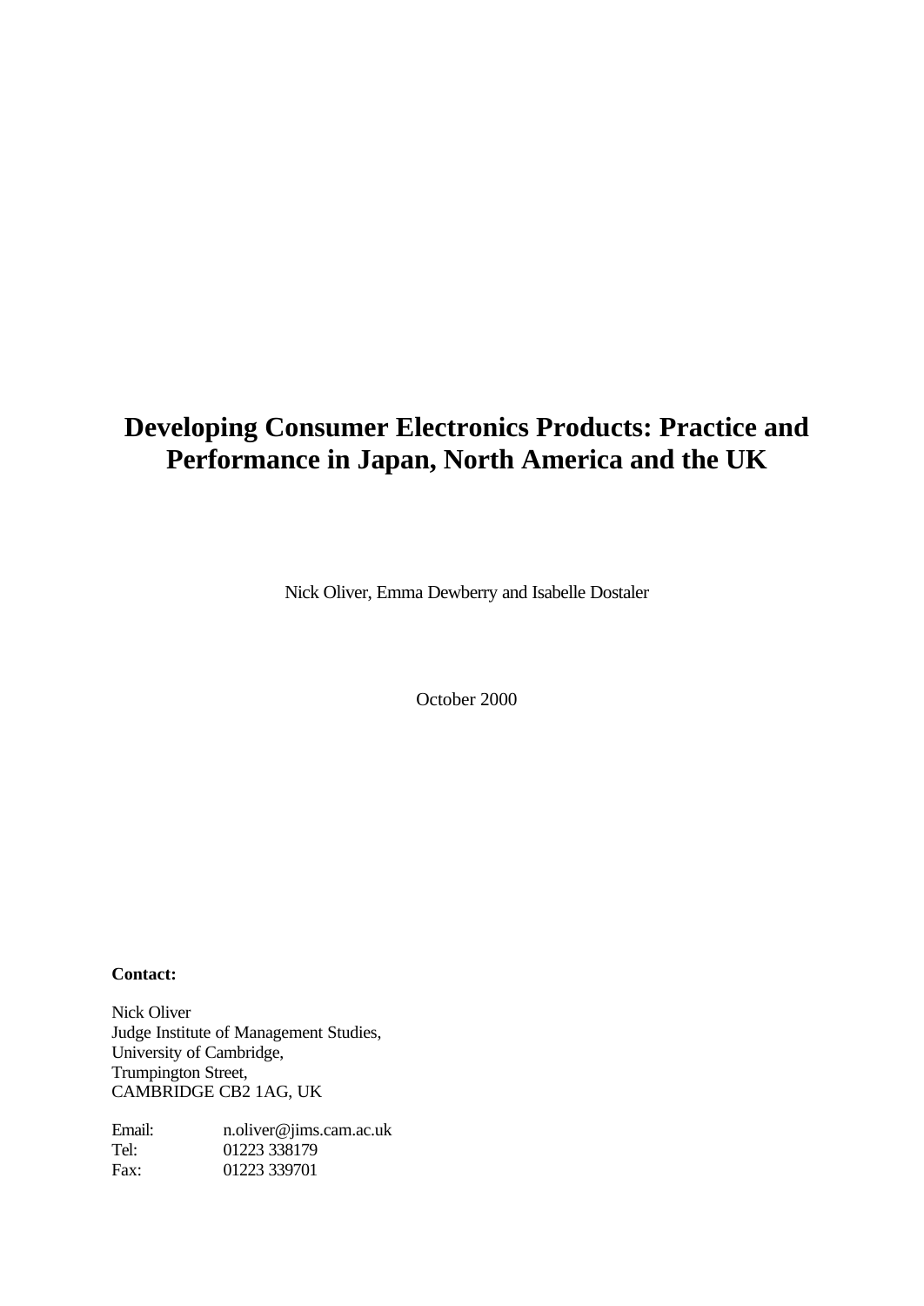# Developing Consumer Electronics Products: Practice and Performance in Japan, North America and the UK

Nick Oliver, Emma Dewberry and Isabelle Dostaler

October 2000

**Contact:**

Nick Oliver
Judge Institute of Management Studies,
University of Cambridge,
Trumpington Street,
CAMBRIDGE CB2 1AG, UK

Email: n.oliver@jims.cam.ac.uk
Tel: 01223 338179
Fax: 01223 339701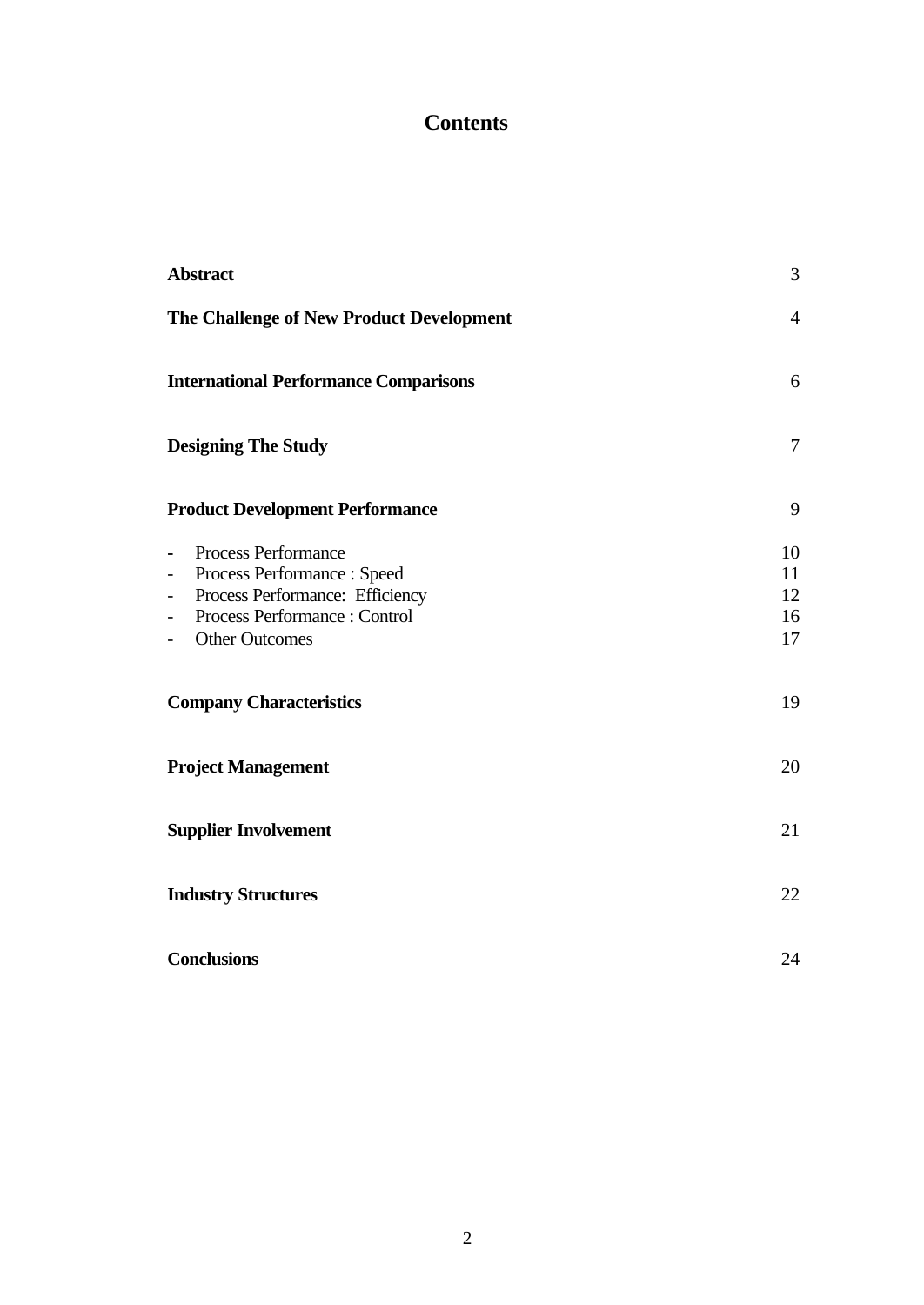# Contents

| | |
|---|---|
| **Abstract** | 3 |
| **The Challenge of New Product Development** | 4 |
| **International Performance Comparisons** | 6 |
| **Designing The Study** | 7 |
| **Product Development Performance** | 9 |
| - Process Performance | 10 |
| - Process Performance : Speed | 11 |
| - Process Performance: Efficiency | 12 |
| - Process Performance : Control | 16 |
| - Other Outcomes | 17 |
| **Company Characteristics** | 19 |
| **Project Management** | 20 |
| **Supplier Involvement** | 21 |
| **Industry Structures** | 22 |
| **Conclusions** | 24 |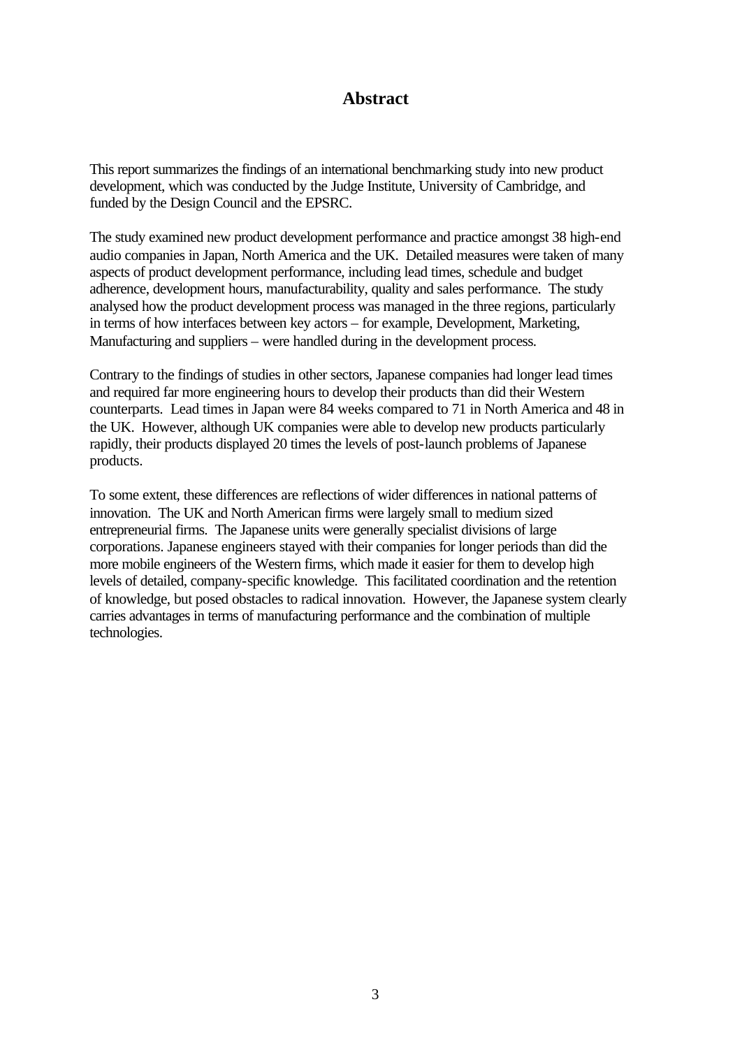# Abstract

This report summarizes the findings of an international benchmarking study into new product development, which was conducted by the Judge Institute, University of Cambridge, and funded by the Design Council and the EPSRC.

The study examined new product development performance and practice amongst 38 high-end audio companies in Japan, North America and the UK. Detailed measures were taken of many aspects of product development performance, including lead times, schedule and budget adherence, development hours, manufacturability, quality and sales performance. The study analysed how the product development process was managed in the three regions, particularly in terms of how interfaces between key actors – for example, Development, Marketing, Manufacturing and suppliers – were handled during in the development process.

Contrary to the findings of studies in other sectors, Japanese companies had longer lead times and required far more engineering hours to develop their products than did their Western counterparts. Lead times in Japan were 84 weeks compared to 71 in North America and 48 in the UK. However, although UK companies were able to develop new products particularly rapidly, their products displayed 20 times the levels of post-launch problems of Japanese products.

To some extent, these differences are reflections of wider differences in national patterns of innovation. The UK and North American firms were largely small to medium sized entrepreneurial firms. The Japanese units were generally specialist divisions of large corporations. Japanese engineers stayed with their companies for longer periods than did the more mobile engineers of the Western firms, which made it easier for them to develop high levels of detailed, company-specific knowledge. This facilitated coordination and the retention of knowledge, but posed obstacles to radical innovation. However, the Japanese system clearly carries advantages in terms of manufacturing performance and the combination of multiple technologies.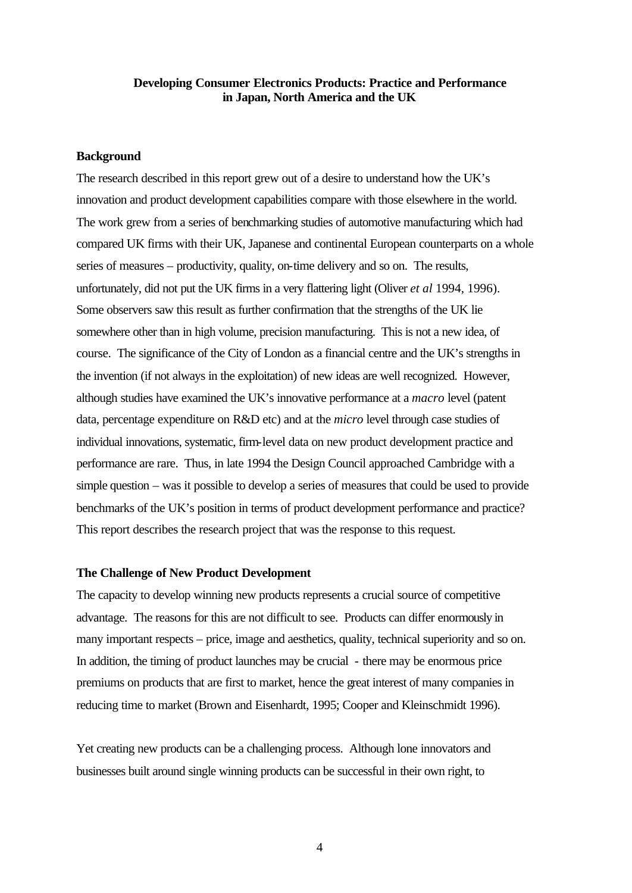**Developing Consumer Electronics Products: Practice and Performance in Japan, North America and the UK**

**Background**

The research described in this report grew out of a desire to understand how the UK's innovation and product development capabilities compare with those elsewhere in the world. The work grew from a series of benchmarking studies of automotive manufacturing which had compared UK firms with their UK, Japanese and continental European counterparts on a whole series of measures – productivity, quality, on-time delivery and so on. The results, unfortunately, did not put the UK firms in a very flattering light (Oliver *et al* 1994, 1996). Some observers saw this result as further confirmation that the strengths of the UK lie somewhere other than in high volume, precision manufacturing. This is not a new idea, of course. The significance of the City of London as a financial centre and the UK's strengths in the invention (if not always in the exploitation) of new ideas are well recognized. However, although studies have examined the UK's innovative performance at a *macro* level (patent data, percentage expenditure on R&D etc) and at the *micro* level through case studies of individual innovations, systematic, firm-level data on new product development practice and performance are rare. Thus, in late 1994 the Design Council approached Cambridge with a simple question – was it possible to develop a series of measures that could be used to provide benchmarks of the UK's position in terms of product development performance and practice? This report describes the research project that was the response to this request.

**The Challenge of New Product Development**

The capacity to develop winning new products represents a crucial source of competitive advantage. The reasons for this are not difficult to see. Products can differ enormously in many important respects – price, image and aesthetics, quality, technical superiority and so on. In addition, the timing of product launches may be crucial - there may be enormous price premiums on products that are first to market, hence the great interest of many companies in reducing time to market (Brown and Eisenhardt, 1995; Cooper and Kleinschmidt 1996).

Yet creating new products can be a challenging process. Although lone innovators and businesses built around single winning products can be successful in their own right, to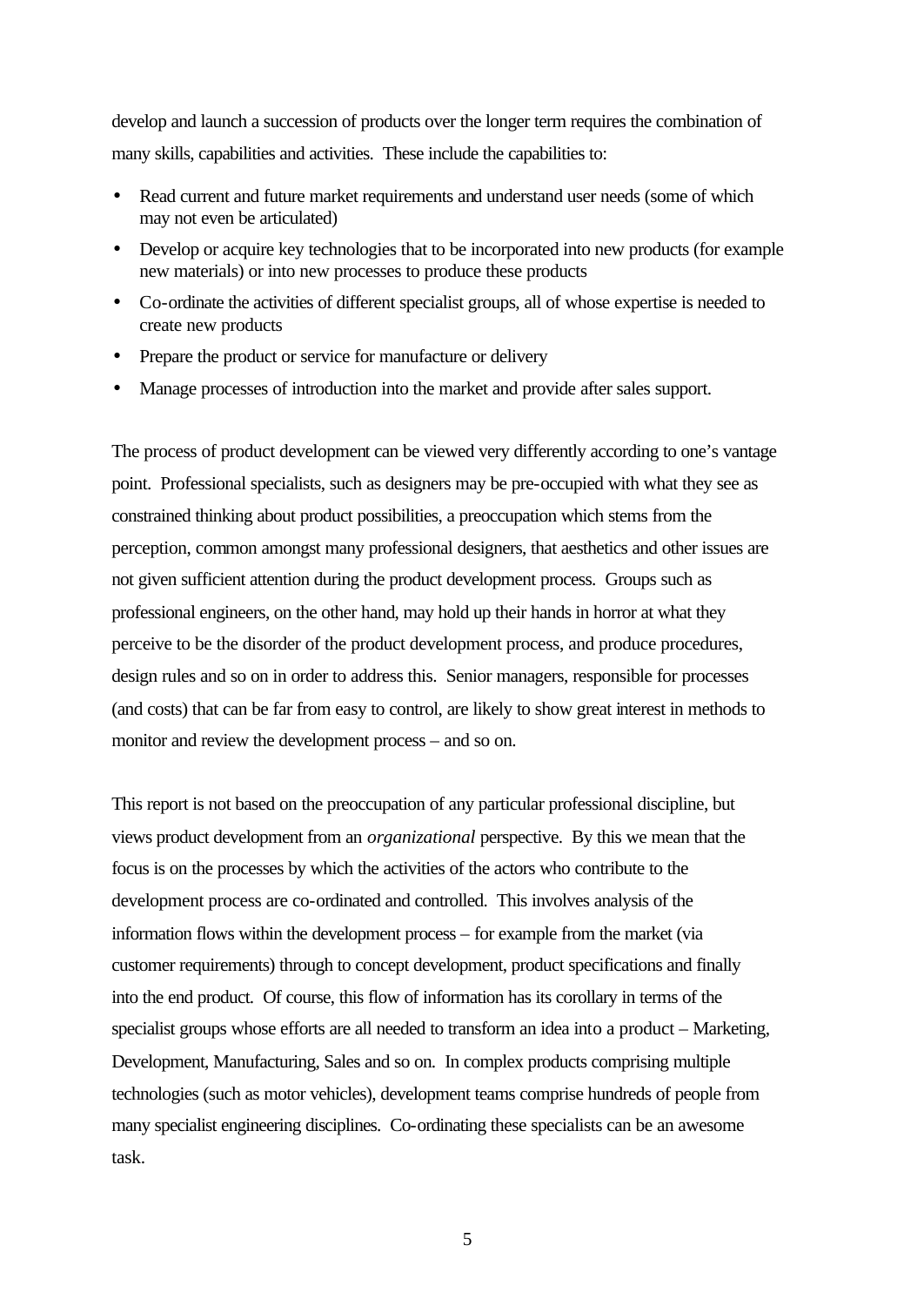develop and launch a succession of products over the longer term requires the combination of many skills, capabilities and activities. These include the capabilities to:

- Read current and future market requirements and understand user needs (some of which may not even be articulated)
- Develop or acquire key technologies that to be incorporated into new products (for example new materials) or into new processes to produce these products
- Co-ordinate the activities of different specialist groups, all of whose expertise is needed to create new products
- Prepare the product or service for manufacture or delivery
- Manage processes of introduction into the market and provide after sales support.

The process of product development can be viewed very differently according to one's vantage point. Professional specialists, such as designers may be pre-occupied with what they see as constrained thinking about product possibilities, a preoccupation which stems from the perception, common amongst many professional designers, that aesthetics and other issues are not given sufficient attention during the product development process. Groups such as professional engineers, on the other hand, may hold up their hands in horror at what they perceive to be the disorder of the product development process, and produce procedures, design rules and so on in order to address this. Senior managers, responsible for processes (and costs) that can be far from easy to control, are likely to show great interest in methods to monitor and review the development process – and so on.

This report is not based on the preoccupation of any particular professional discipline, but views product development from an *organizational* perspective. By this we mean that the focus is on the processes by which the activities of the actors who contribute to the development process are co-ordinated and controlled. This involves analysis of the information flows within the development process – for example from the market (via customer requirements) through to concept development, product specifications and finally into the end product. Of course, this flow of information has its corollary in terms of the specialist groups whose efforts are all needed to transform an idea into a product – Marketing, Development, Manufacturing, Sales and so on. In complex products comprising multiple technologies (such as motor vehicles), development teams comprise hundreds of people from many specialist engineering disciplines. Co-ordinating these specialists can be an awesome task.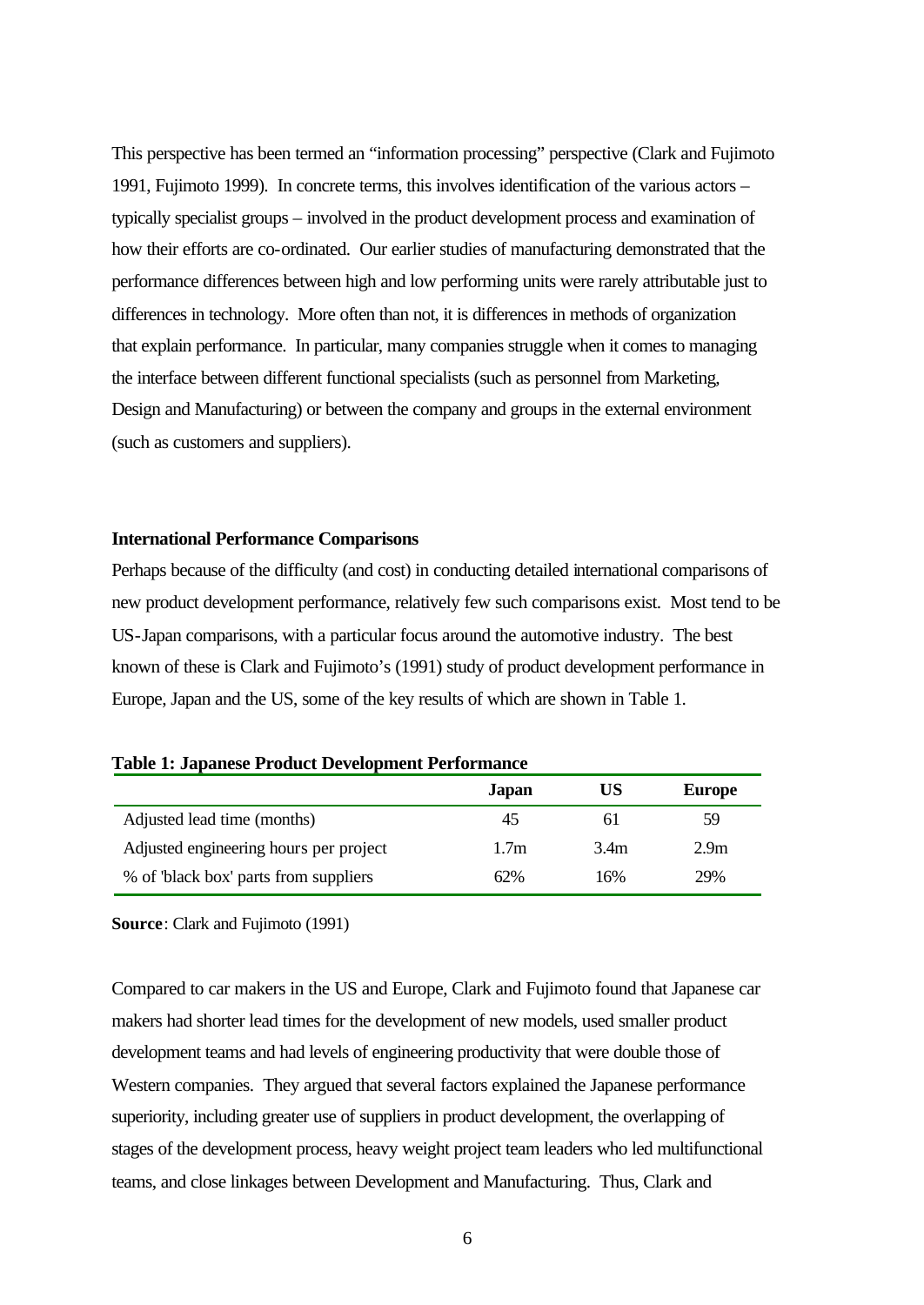This perspective has been termed an "information processing" perspective (Clark and Fujimoto 1991, Fujimoto 1999). In concrete terms, this involves identification of the various actors – typically specialist groups – involved in the product development process and examination of how their efforts are co-ordinated. Our earlier studies of manufacturing demonstrated that the performance differences between high and low performing units were rarely attributable just to differences in technology. More often than not, it is differences in methods of organization that explain performance. In particular, many companies struggle when it comes to managing the interface between different functional specialists (such as personnel from Marketing, Design and Manufacturing) or between the company and groups in the external environment (such as customers and suppliers).

## International Performance Comparisons

Perhaps because of the difficulty (and cost) in conducting detailed international comparisons of new product development performance, relatively few such comparisons exist. Most tend to be US-Japan comparisons, with a particular focus around the automotive industry. The best known of these is Clark and Fujimoto's (1991) study of product development performance in Europe, Japan and the US, some of the key results of which are shown in Table 1.

**Table 1: Japanese Product Development Performance**

| | Japan | US | Europe |
|---|---|---|---|
| Adjusted lead time (months) | 45 | 61 | 59 |
| Adjusted engineering hours per project | 1.7m | 3.4m | 2.9m |
| % of 'black box' parts from suppliers | 62% | 16% | 29% |

**Source**: Clark and Fujimoto (1991)

Compared to car makers in the US and Europe, Clark and Fujimoto found that Japanese car makers had shorter lead times for the development of new models, used smaller product development teams and had levels of engineering productivity that were double those of Western companies. They argued that several factors explained the Japanese performance superiority, including greater use of suppliers in product development, the overlapping of stages of the development process, heavy weight project team leaders who led multifunctional teams, and close linkages between Development and Manufacturing. Thus, Clark and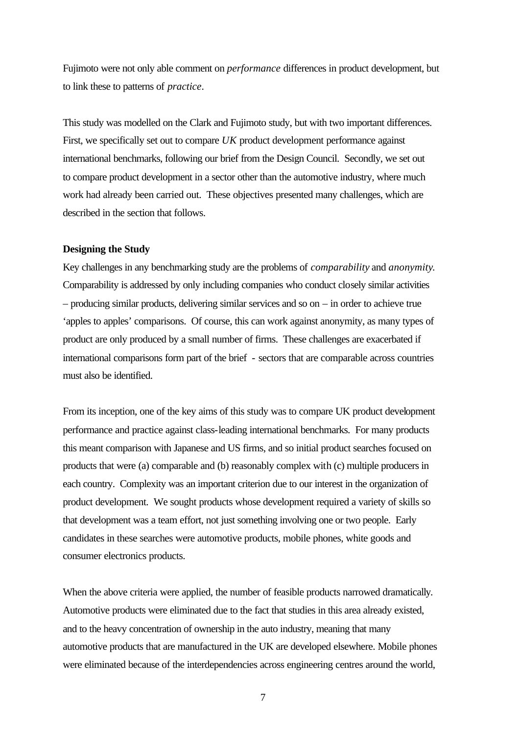Fujimoto were not only able comment on *performance* differences in product development, but to link these to patterns of *practice*.

This study was modelled on the Clark and Fujimoto study, but with two important differences. First, we specifically set out to compare *UK* product development performance against international benchmarks, following our brief from the Design Council. Secondly, we set out to compare product development in a sector other than the automotive industry, where much work had already been carried out. These objectives presented many challenges, which are described in the section that follows.

**Designing the Study**

Key challenges in any benchmarking study are the problems of *comparability* and *anonymity*. Comparability is addressed by only including companies who conduct closely similar activities – producing similar products, delivering similar services and so on – in order to achieve true 'apples to apples' comparisons. Of course, this can work against anonymity, as many types of product are only produced by a small number of firms. These challenges are exacerbated if international comparisons form part of the brief - sectors that are comparable across countries must also be identified.

From its inception, one of the key aims of this study was to compare UK product development performance and practice against class-leading international benchmarks. For many products this meant comparison with Japanese and US firms, and so initial product searches focused on products that were (a) comparable and (b) reasonably complex with (c) multiple producers in each country. Complexity was an important criterion due to our interest in the organization of product development. We sought products whose development required a variety of skills so that development was a team effort, not just something involving one or two people. Early candidates in these searches were automotive products, mobile phones, white goods and consumer electronics products.

When the above criteria were applied, the number of feasible products narrowed dramatically. Automotive products were eliminated due to the fact that studies in this area already existed, and to the heavy concentration of ownership in the auto industry, meaning that many automotive products that are manufactured in the UK are developed elsewhere. Mobile phones were eliminated because of the interdependencies across engineering centres around the world,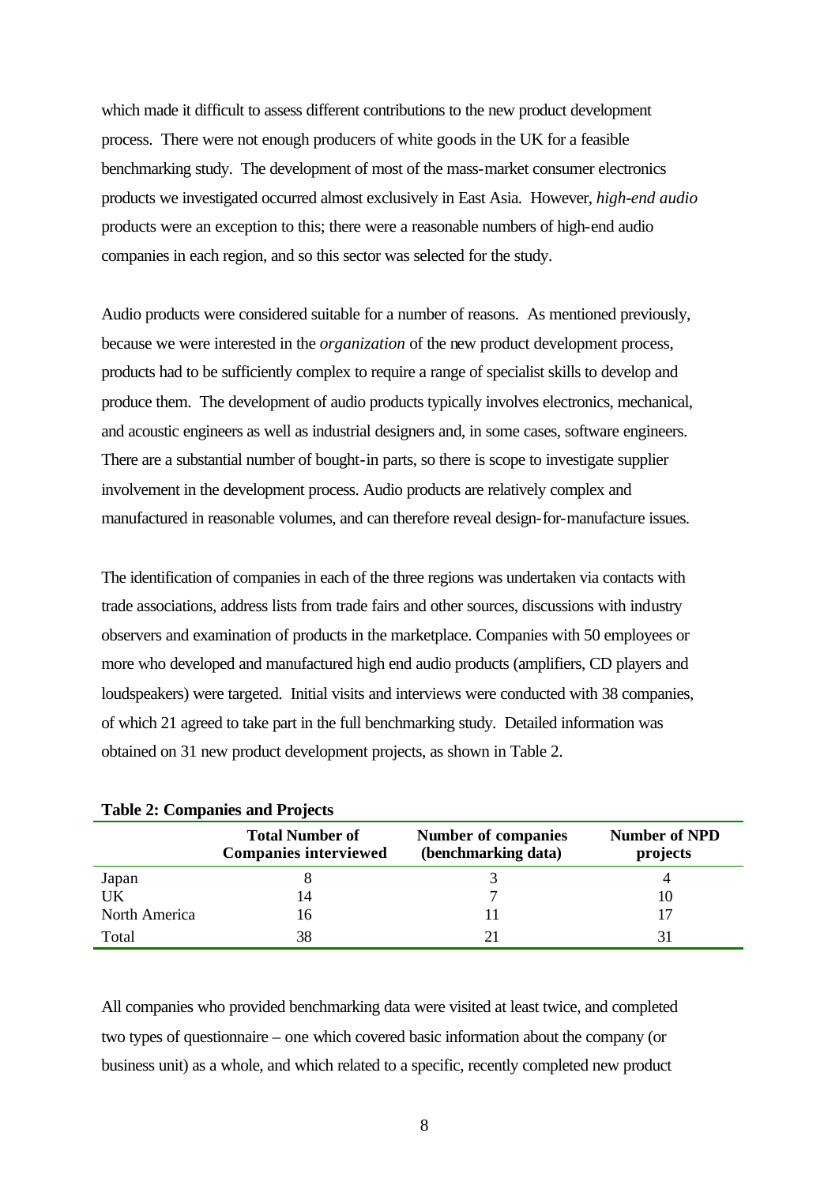which made it difficult to assess different contributions to the new product development process. There were not enough producers of white goods in the UK for a feasible benchmarking study. The development of most of the mass-market consumer electronics products we investigated occurred almost exclusively in East Asia. However, *high-end audio* products were an exception to this; there were a reasonable numbers of high-end audio companies in each region, and so this sector was selected for the study.

Audio products were considered suitable for a number of reasons. As mentioned previously, because we were interested in the *organization* of the new product development process, products had to be sufficiently complex to require a range of specialist skills to develop and produce them. The development of audio products typically involves electronics, mechanical, and acoustic engineers as well as industrial designers and, in some cases, software engineers. There are a substantial number of bought-in parts, so there is scope to investigate supplier involvement in the development process. Audio products are relatively complex and manufactured in reasonable volumes, and can therefore reveal design-for-manufacture issues.

The identification of companies in each of the three regions was undertaken via contacts with trade associations, address lists from trade fairs and other sources, discussions with industry observers and examination of products in the marketplace. Companies with 50 employees or more who developed and manufactured high end audio products (amplifiers, CD players and loudspeakers) were targeted. Initial visits and interviews were conducted with 38 companies, of which 21 agreed to take part in the full benchmarking study. Detailed information was obtained on 31 new product development projects, as shown in Table 2.

**Table 2: Companies and Projects**

| | Total Number of Companies interviewed | Number of companies (benchmarking data) | Number of NPD projects |
|---|---|---|---|
| Japan | 8 | 3 | 4 |
| UK | 14 | 7 | 10 |
| North America | 16 | 11 | 17 |
| Total | 38 | 21 | 31 |

All companies who provided benchmarking data were visited at least twice, and completed two types of questionnaire – one which covered basic information about the company (or business unit) as a whole, and which related to a specific, recently completed new product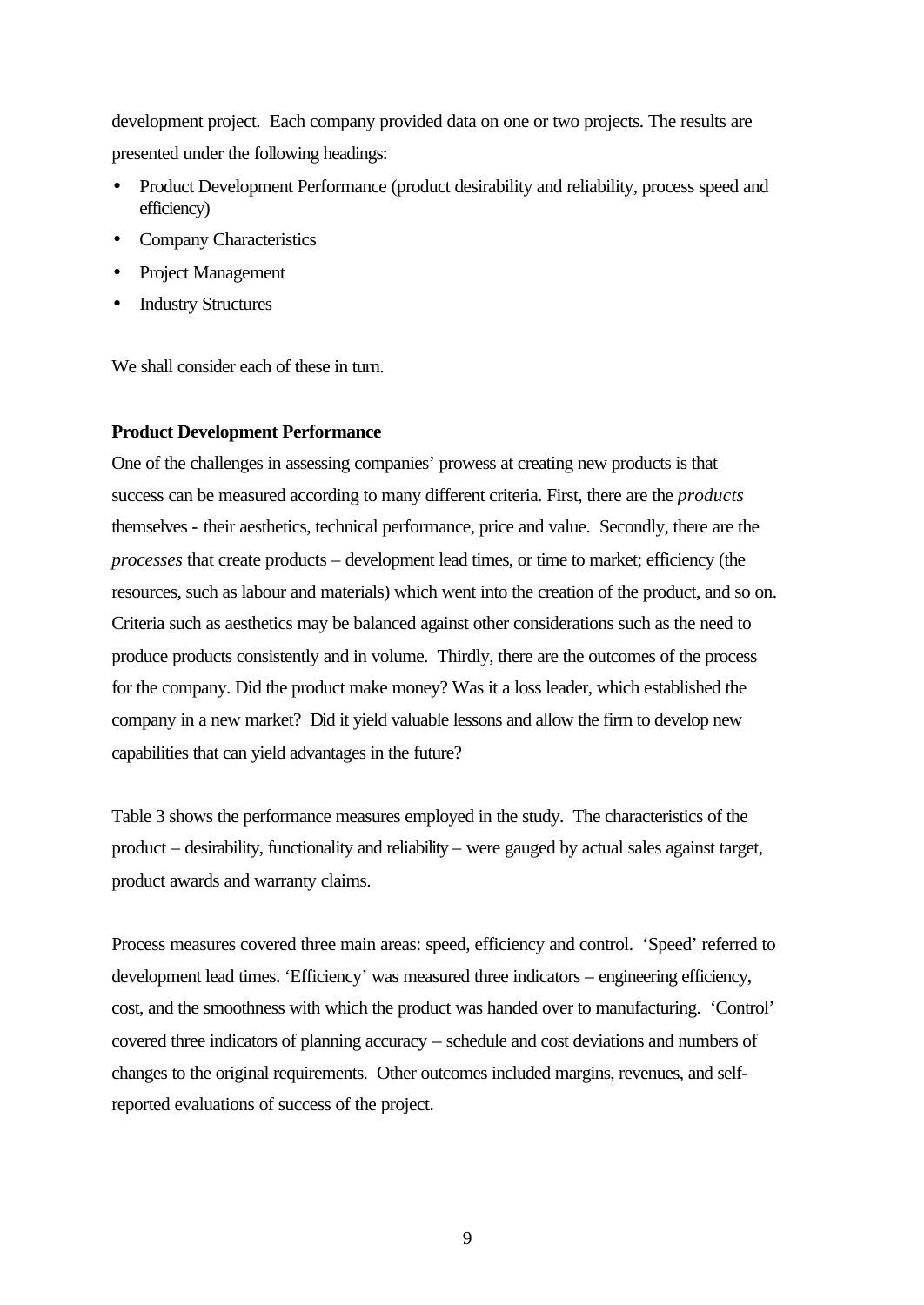development project. Each company provided data on one or two projects. The results are presented under the following headings:

- Product Development Performance (product desirability and reliability, process speed and efficiency)
- Company Characteristics
- Project Management
- Industry Structures

We shall consider each of these in turn.

**Product Development Performance**

One of the challenges in assessing companies' prowess at creating new products is that success can be measured according to many different criteria. First, there are the *products* themselves - their aesthetics, technical performance, price and value. Secondly, there are the *processes* that create products – development lead times, or time to market; efficiency (the resources, such as labour and materials) which went into the creation of the product, and so on. Criteria such as aesthetics may be balanced against other considerations such as the need to produce products consistently and in volume. Thirdly, there are the outcomes of the process for the company. Did the product make money? Was it a loss leader, which established the company in a new market? Did it yield valuable lessons and allow the firm to develop new capabilities that can yield advantages in the future?

Table 3 shows the performance measures employed in the study. The characteristics of the product – desirability, functionality and reliability – were gauged by actual sales against target, product awards and warranty claims.

Process measures covered three main areas: speed, efficiency and control. 'Speed' referred to development lead times. 'Efficiency' was measured three indicators – engineering efficiency, cost, and the smoothness with which the product was handed over to manufacturing. 'Control' covered three indicators of planning accuracy – schedule and cost deviations and numbers of changes to the original requirements. Other outcomes included margins, revenues, and self-reported evaluations of success of the project.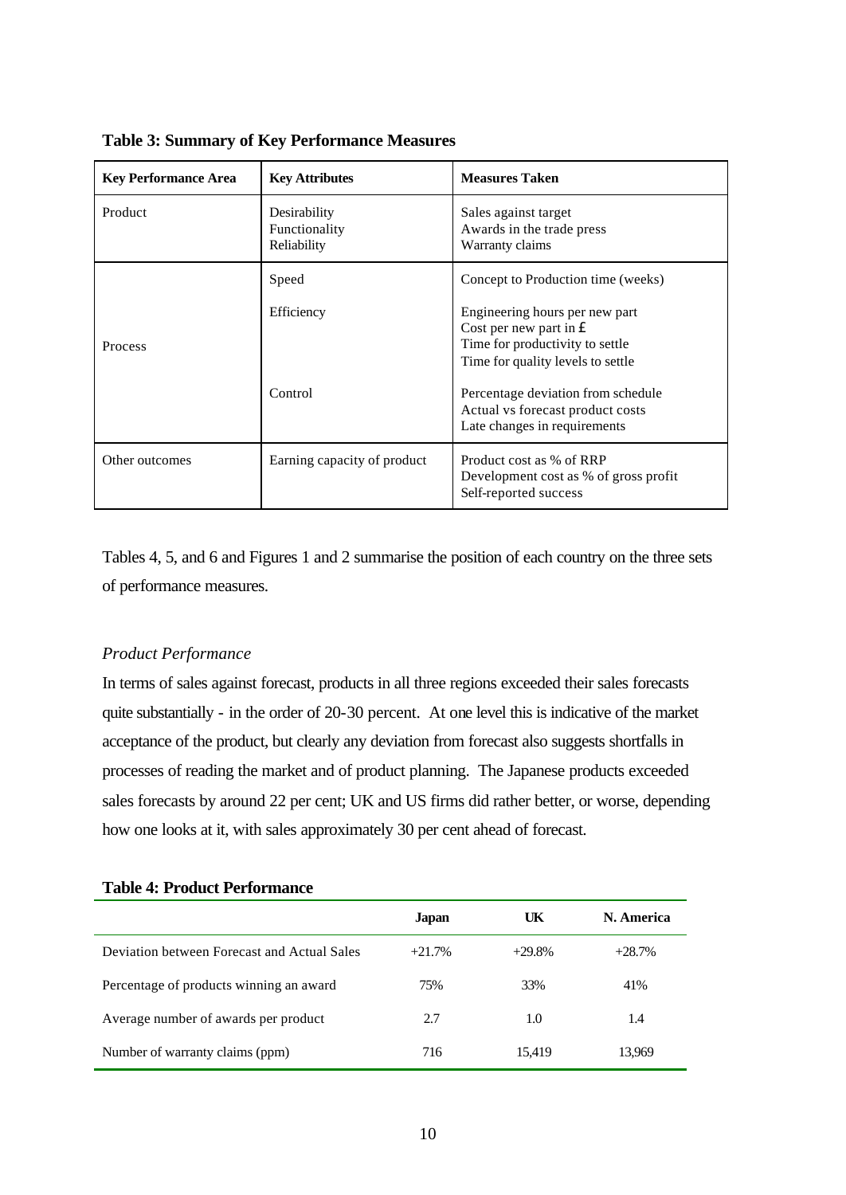**Table 3: Summary of Key Performance Measures**

| Key Performance Area | Key Attributes | Measures Taken |
|---|---|---|
| Product | Desirability<br>Functionality<br>Reliability | Sales against target<br>Awards in the trade press<br>Warranty claims |
| Process | Speed | Concept to Production time (weeks) |
| | Efficiency | Engineering hours per new part<br>Cost per new part in £<br>Time for productivity to settle<br>Time for quality levels to settle |
| | Control | Percentage deviation from schedule<br>Actual vs forecast product costs<br>Late changes in requirements |
| Other outcomes | Earning capacity of product | Product cost as % of RRP<br>Development cost as % of gross profit<br>Self-reported success |

Tables 4, 5, and 6 and Figures 1 and 2 summarise the position of each country on the three sets of performance measures.

*Product Performance*

In terms of sales against forecast, products in all three regions exceeded their sales forecasts quite substantially - in the order of 20-30 percent. At one level this is indicative of the market acceptance of the product, but clearly any deviation from forecast also suggests shortfalls in processes of reading the market and of product planning. The Japanese products exceeded sales forecasts by around 22 per cent; UK and US firms did rather better, or worse, depending how one looks at it, with sales approximately 30 per cent ahead of forecast.

**Table 4: Product Performance**

| | Japan | UK | N. America |
|---|---|---|---|
| Deviation between Forecast and Actual Sales | +21.7% | +29.8% | +28.7% |
| Percentage of products winning an award | 75% | 33% | 41% |
| Average number of awards per product | 2.7 | 1.0 | 1.4 |
| Number of warranty claims (ppm) | 716 | 15,419 | 13,969 |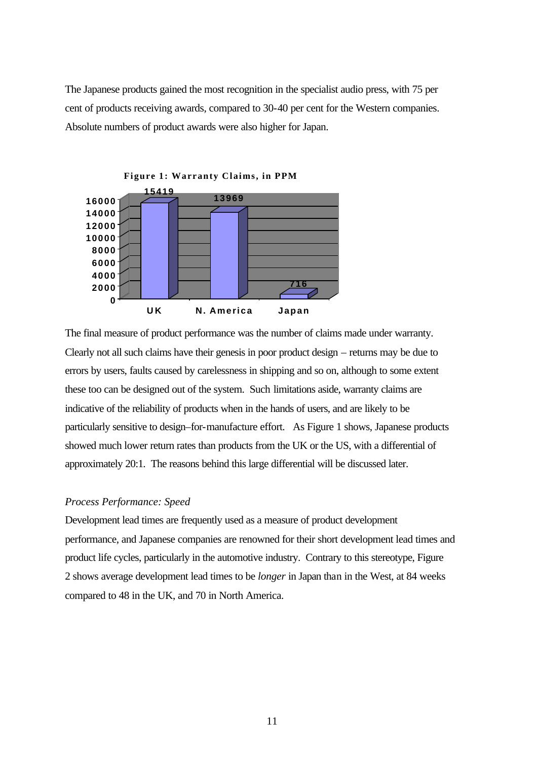The Japanese products gained the most recognition in the specialist audio press, with 75 per cent of products receiving awards, compared to 30-40 per cent for the Western companies. Absolute numbers of product awards were also higher for Japan.

**Figure 1: Warranty Claims, in PPM**

| | UK | N. America | Japan |
|---|---|---|---|
| Warranty Claims (PPM) | 15419 | 13969 | 716 |

The final measure of product performance was the number of claims made under warranty. Clearly not all such claims have their genesis in poor product design – returns may be due to errors by users, faults caused by carelessness in shipping and so on, although to some extent these too can be designed out of the system. Such limitations aside, warranty claims are indicative of the reliability of products when in the hands of users, and are likely to be particularly sensitive to design–for-manufacture effort. As Figure 1 shows, Japanese products showed much lower return rates than products from the UK or the US, with a differential of approximately 20:1. The reasons behind this large differential will be discussed later.

*Process Performance: Speed*

Development lead times are frequently used as a measure of product development performance, and Japanese companies are renowned for their short development lead times and product life cycles, particularly in the automotive industry. Contrary to this stereotype, Figure 2 shows average development lead times to be *longer* in Japan than in the West, at 84 weeks compared to 48 in the UK, and 70 in North America.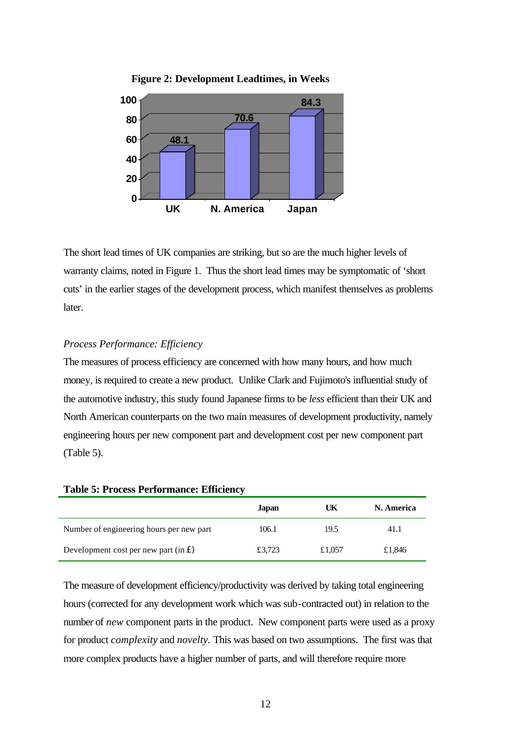**Figure 2: Development Leadtimes, in Weeks**

The short lead times of UK companies are striking, but so are the much higher levels of warranty claims, noted in Figure 1. Thus the short lead times may be symptomatic of 'short cuts' in the earlier stages of the development process, which manifest themselves as problems later.

*Process Performance: Efficiency*

The measures of process efficiency are concerned with how many hours, and how much money, is required to create a new product. Unlike Clark and Fujimoto's influential study of the automotive industry, this study found Japanese firms to be *less* efficient than their UK and North American counterparts on the two main measures of development productivity, namely engineering hours per new component part and development cost per new component part (Table 5).

**Table 5: Process Performance: Efficiency**

| | Japan | UK | N. America |
|---|---|---|---|
| Number of engineering hours per new part | 106.1 | 19.5 | 41.1 |
| Development cost per new part (in £) | £3,723 | £1,057 | £1,846 |

The measure of development efficiency/productivity was derived by taking total engineering hours (corrected for any development work which was sub-contracted out) in relation to the number of *new* component parts in the product. New component parts were used as a proxy for product *complexity* and *novelty*. This was based on two assumptions. The first was that more complex products have a higher number of parts, and will therefore require more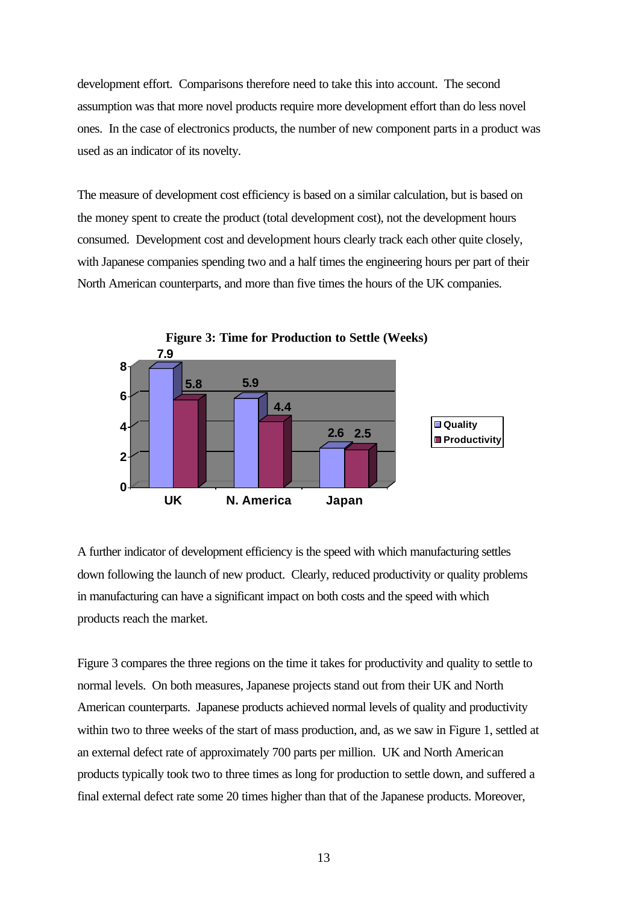development effort. Comparisons therefore need to take this into account. The second assumption was that more novel products require more development effort than do less novel ones. In the case of electronics products, the number of new component parts in a product was used as an indicator of its novelty.

The measure of development cost efficiency is based on a similar calculation, but is based on the money spent to create the product (total development cost), not the development hours consumed. Development cost and development hours clearly track each other quite closely, with Japanese companies spending two and a half times the engineering hours per part of their North American counterparts, and more than five times the hours of the UK companies.

**Figure 3: Time for Production to Settle (Weeks)**

| | Quality | Productivity |
|---|---|---|
| UK | 7.9 | 5.8 |
| N. America | 5.9 | 4.4 |
| Japan | 2.6 | 2.5 |

A further indicator of development efficiency is the speed with which manufacturing settles down following the launch of new product. Clearly, reduced productivity or quality problems in manufacturing can have a significant impact on both costs and the speed with which products reach the market.

Figure 3 compares the three regions on the time it takes for productivity and quality to settle to normal levels. On both measures, Japanese projects stand out from their UK and North American counterparts. Japanese products achieved normal levels of quality and productivity within two to three weeks of the start of mass production, and, as we saw in Figure 1, settled at an external defect rate of approximately 700 parts per million. UK and North American products typically took two to three times as long for production to settle down, and suffered a final external defect rate some 20 times higher than that of the Japanese products. Moreover,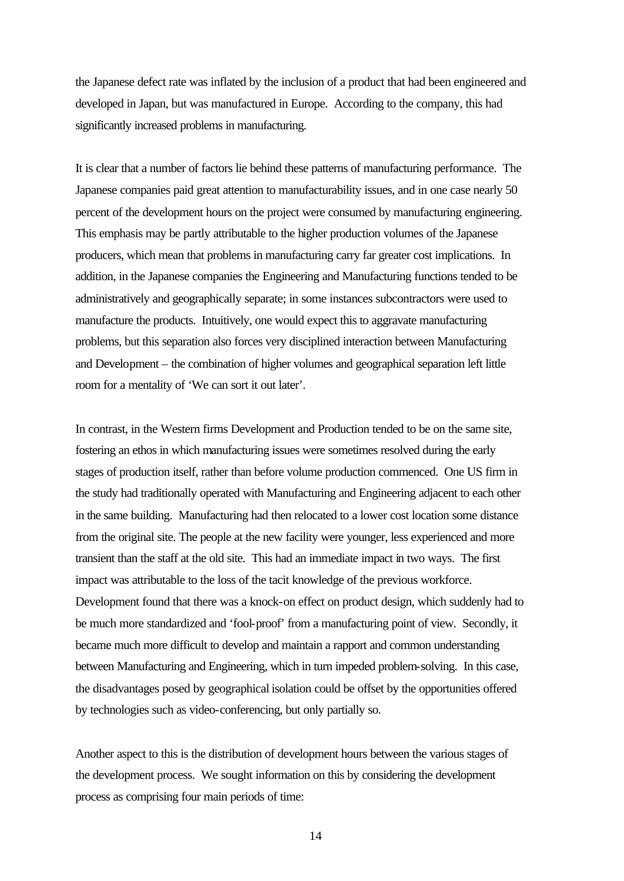the Japanese defect rate was inflated by the inclusion of a product that had been engineered and developed in Japan, but was manufactured in Europe. According to the company, this had significantly increased problems in manufacturing.

It is clear that a number of factors lie behind these patterns of manufacturing performance. The Japanese companies paid great attention to manufacturability issues, and in one case nearly 50 percent of the development hours on the project were consumed by manufacturing engineering. This emphasis may be partly attributable to the higher production volumes of the Japanese producers, which mean that problems in manufacturing carry far greater cost implications. In addition, in the Japanese companies the Engineering and Manufacturing functions tended to be administratively and geographically separate; in some instances subcontractors were used to manufacture the products. Intuitively, one would expect this to aggravate manufacturing problems, but this separation also forces very disciplined interaction between Manufacturing and Development – the combination of higher volumes and geographical separation left little room for a mentality of 'We can sort it out later'.

In contrast, in the Western firms Development and Production tended to be on the same site, fostering an ethos in which manufacturing issues were sometimes resolved during the early stages of production itself, rather than before volume production commenced. One US firm in the study had traditionally operated with Manufacturing and Engineering adjacent to each other in the same building. Manufacturing had then relocated to a lower cost location some distance from the original site. The people at the new facility were younger, less experienced and more transient than the staff at the old site. This had an immediate impact in two ways. The first impact was attributable to the loss of the tacit knowledge of the previous workforce. Development found that there was a knock-on effect on product design, which suddenly had to be much more standardized and 'fool-proof' from a manufacturing point of view. Secondly, it became much more difficult to develop and maintain a rapport and common understanding between Manufacturing and Engineering, which in turn impeded problem-solving. In this case, the disadvantages posed by geographical isolation could be offset by the opportunities offered by technologies such as video-conferencing, but only partially so.

Another aspect to this is the distribution of development hours between the various stages of the development process. We sought information on this by considering the development process as comprising four main periods of time: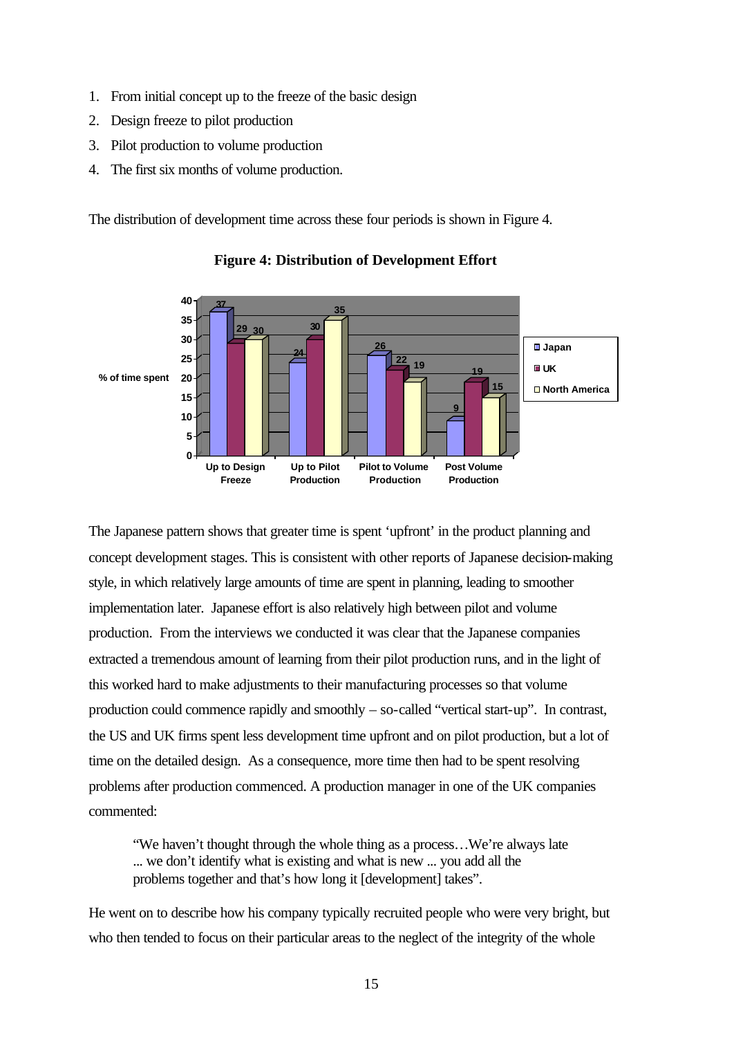1. From initial concept up to the freeze of the basic design
2. Design freeze to pilot production
3. Pilot production to volume production
4. The first six months of volume production.

The distribution of development time across these four periods is shown in Figure 4.

**Figure 4: Distribution of Development Effort**

| % of time spent | Up to Design Freeze | Up to Pilot Production | Pilot to Volume Production | Post Volume Production |
|---|---|---|---|---|
| Japan | 37 | 24 | 26 | 9 |
| UK | 29 | 30 | 22 | 19 |
| North America | 30 | 35 | 19 | 15 |

The Japanese pattern shows that greater time is spent 'upfront' in the product planning and concept development stages. This is consistent with other reports of Japanese decision-making style, in which relatively large amounts of time are spent in planning, leading to smoother implementation later. Japanese effort is also relatively high between pilot and volume production. From the interviews we conducted it was clear that the Japanese companies extracted a tremendous amount of learning from their pilot production runs, and in the light of this worked hard to make adjustments to their manufacturing processes so that volume production could commence rapidly and smoothly – so-called "vertical start-up". In contrast, the US and UK firms spent less development time upfront and on pilot production, but a lot of time on the detailed design. As a consequence, more time then had to be spent resolving problems after production commenced. A production manager in one of the UK companies commented:

> "We haven't thought through the whole thing as a process…We're always late ... we don't identify what is existing and what is new ... you add all the problems together and that's how long it [development] takes".

He went on to describe how his company typically recruited people who were very bright, but who then tended to focus on their particular areas to the neglect of the integrity of the whole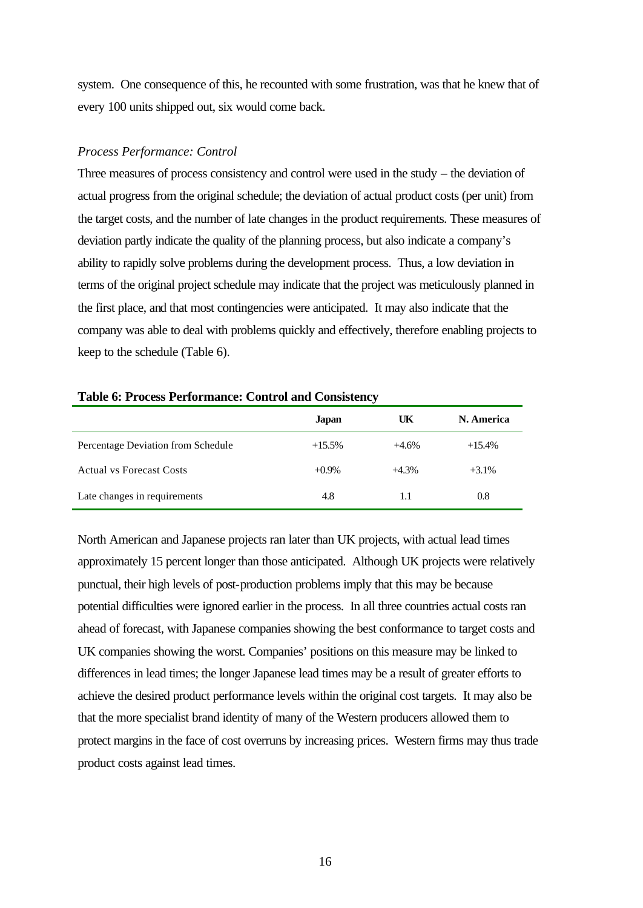system. One consequence of this, he recounted with some frustration, was that he knew that of every 100 units shipped out, six would come back.

*Process Performance: Control*

Three measures of process consistency and control were used in the study – the deviation of actual progress from the original schedule; the deviation of actual product costs (per unit) from the target costs, and the number of late changes in the product requirements. These measures of deviation partly indicate the quality of the planning process, but also indicate a company's ability to rapidly solve problems during the development process. Thus, a low deviation in terms of the original project schedule may indicate that the project was meticulously planned in the first place, and that most contingencies were anticipated. It may also indicate that the company was able to deal with problems quickly and effectively, therefore enabling projects to keep to the schedule (Table 6).

**Table 6: Process Performance: Control and Consistency**

| | Japan | UK | N. America |
|---|---|---|---|
| Percentage Deviation from Schedule | +15.5% | +4.6% | +15.4% |
| Actual vs Forecast Costs | +0.9% | +4.3% | +3.1% |
| Late changes in requirements | 4.8 | 1.1 | 0.8 |

North American and Japanese projects ran later than UK projects, with actual lead times approximately 15 percent longer than those anticipated. Although UK projects were relatively punctual, their high levels of post-production problems imply that this may be because potential difficulties were ignored earlier in the process. In all three countries actual costs ran ahead of forecast, with Japanese companies showing the best conformance to target costs and UK companies showing the worst. Companies' positions on this measure may be linked to differences in lead times; the longer Japanese lead times may be a result of greater efforts to achieve the desired product performance levels within the original cost targets. It may also be that the more specialist brand identity of many of the Western producers allowed them to protect margins in the face of cost overruns by increasing prices. Western firms may thus trade product costs against lead times.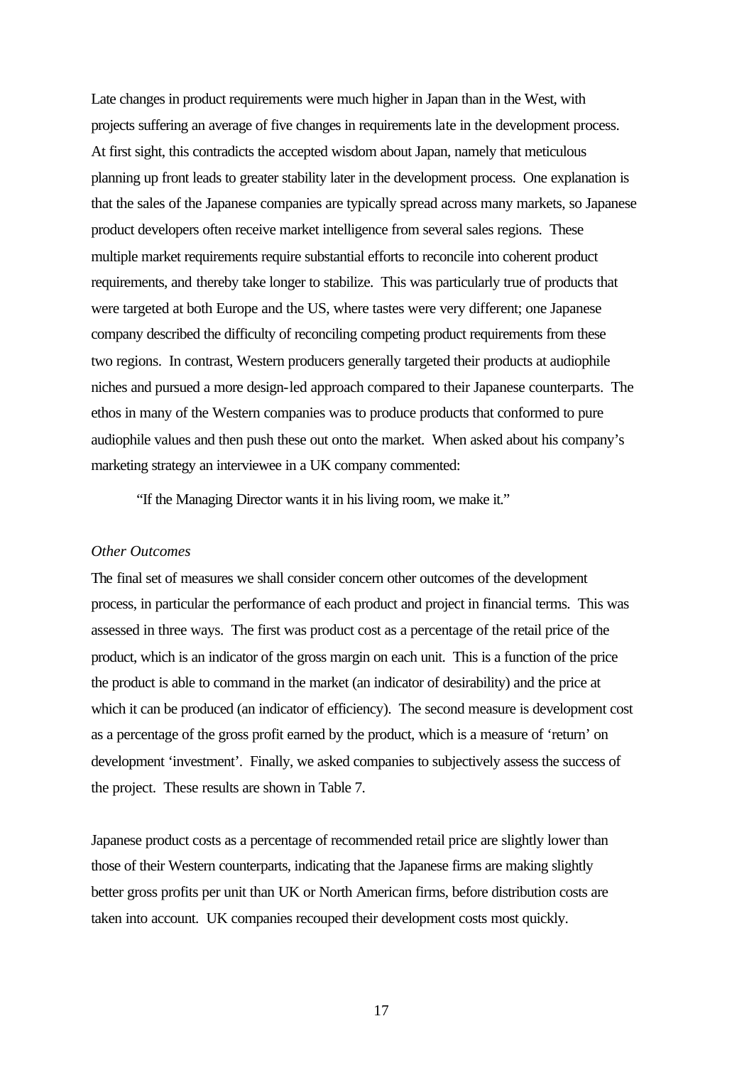Late changes in product requirements were much higher in Japan than in the West, with projects suffering an average of five changes in requirements late in the development process. At first sight, this contradicts the accepted wisdom about Japan, namely that meticulous planning up front leads to greater stability later in the development process. One explanation is that the sales of the Japanese companies are typically spread across many markets, so Japanese product developers often receive market intelligence from several sales regions. These multiple market requirements require substantial efforts to reconcile into coherent product requirements, and thereby take longer to stabilize. This was particularly true of products that were targeted at both Europe and the US, where tastes were very different; one Japanese company described the difficulty of reconciling competing product requirements from these two regions. In contrast, Western producers generally targeted their products at audiophile niches and pursued a more design-led approach compared to their Japanese counterparts. The ethos in many of the Western companies was to produce products that conformed to pure audiophile values and then push these out onto the market. When asked about his company's marketing strategy an interviewee in a UK company commented:

> "If the Managing Director wants it in his living room, we make it."

*Other Outcomes*

The final set of measures we shall consider concern other outcomes of the development process, in particular the performance of each product and project in financial terms. This was assessed in three ways. The first was product cost as a percentage of the retail price of the product, which is an indicator of the gross margin on each unit. This is a function of the price the product is able to command in the market (an indicator of desirability) and the price at which it can be produced (an indicator of efficiency). The second measure is development cost as a percentage of the gross profit earned by the product, which is a measure of 'return' on development 'investment'. Finally, we asked companies to subjectively assess the success of the project. These results are shown in Table 7.

Japanese product costs as a percentage of recommended retail price are slightly lower than those of their Western counterparts, indicating that the Japanese firms are making slightly better gross profits per unit than UK or North American firms, before distribution costs are taken into account. UK companies recouped their development costs most quickly.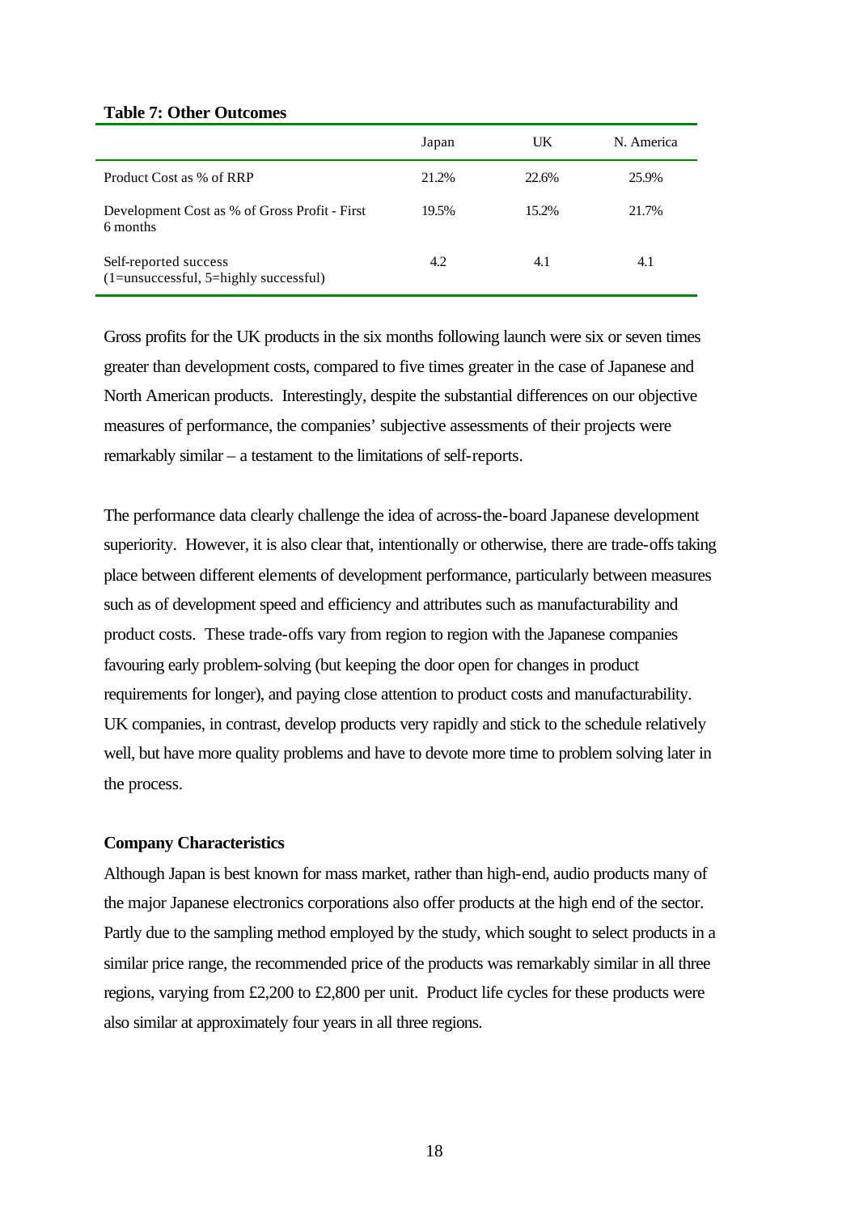**Table 7: Other Outcomes**

| | Japan | UK | N. America |
|---|---|---|---|
| Product Cost as % of RRP | 21.2% | 22.6% | 25.9% |
| Development Cost as % of Gross Profit - First 6 months | 19.5% | 15.2% | 21.7% |
| Self-reported success (1=unsuccessful, 5=highly successful) | 4.2 | 4.1 | 4.1 |

Gross profits for the UK products in the six months following launch were six or seven times greater than development costs, compared to five times greater in the case of Japanese and North American products. Interestingly, despite the substantial differences on our objective measures of performance, the companies' subjective assessments of their projects were remarkably similar – a testament to the limitations of self-reports.

The performance data clearly challenge the idea of across-the-board Japanese development superiority. However, it is also clear that, intentionally or otherwise, there are trade-offs taking place between different elements of development performance, particularly between measures such as of development speed and efficiency and attributes such as manufacturability and product costs. These trade-offs vary from region to region with the Japanese companies favouring early problem-solving (but keeping the door open for changes in product requirements for longer), and paying close attention to product costs and manufacturability. UK companies, in contrast, develop products very rapidly and stick to the schedule relatively well, but have more quality problems and have to devote more time to problem solving later in the process.

**Company Characteristics**

Although Japan is best known for mass market, rather than high-end, audio products many of the major Japanese electronics corporations also offer products at the high end of the sector. Partly due to the sampling method employed by the study, which sought to select products in a similar price range, the recommended price of the products was remarkably similar in all three regions, varying from £2,200 to £2,800 per unit. Product life cycles for these products were also similar at approximately four years in all three regions.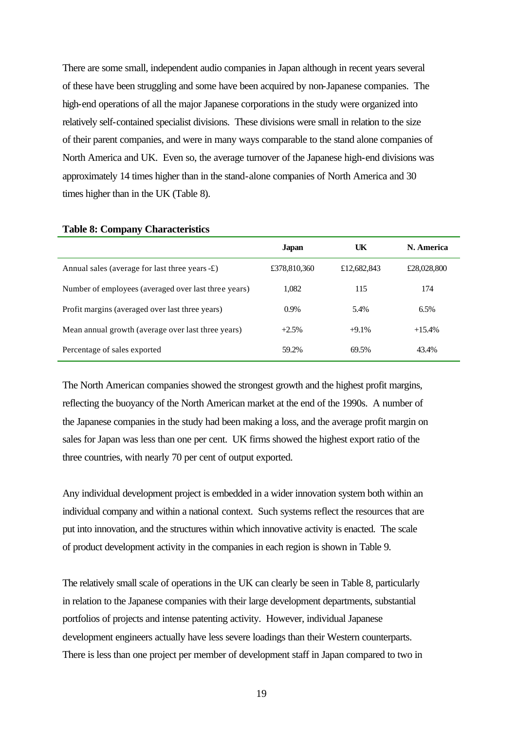There are some small, independent audio companies in Japan although in recent years several of these have been struggling and some have been acquired by non-Japanese companies. The high-end operations of all the major Japanese corporations in the study were organized into relatively self-contained specialist divisions. These divisions were small in relation to the size of their parent companies, and were in many ways comparable to the stand alone companies of North America and UK. Even so, the average turnover of the Japanese high-end divisions was approximately 14 times higher than in the stand-alone companies of North America and 30 times higher than in the UK (Table 8).

**Table 8: Company Characteristics**

| | Japan | UK | N. America |
|---|---|---|---|
| Annual sales (average for last three years -£) | £378,810,360 | £12,682,843 | £28,028,800 |
| Number of employees (averaged over last three years) | 1,082 | 115 | 174 |
| Profit margins (averaged over last three years) | 0.9% | 5.4% | 6.5% |
| Mean annual growth (average over last three years) | +2.5% | +9.1% | +15.4% |
| Percentage of sales exported | 59.2% | 69.5% | 43.4% |

The North American companies showed the strongest growth and the highest profit margins, reflecting the buoyancy of the North American market at the end of the 1990s. A number of the Japanese companies in the study had been making a loss, and the average profit margin on sales for Japan was less than one per cent. UK firms showed the highest export ratio of the three countries, with nearly 70 per cent of output exported.

Any individual development project is embedded in a wider innovation system both within an individual company and within a national context. Such systems reflect the resources that are put into innovation, and the structures within which innovative activity is enacted. The scale of product development activity in the companies in each region is shown in Table 9.

The relatively small scale of operations in the UK can clearly be seen in Table 8, particularly in relation to the Japanese companies with their large development departments, substantial portfolios of projects and intense patenting activity. However, individual Japanese development engineers actually have less severe loadings than their Western counterparts. There is less than one project per member of development staff in Japan compared to two in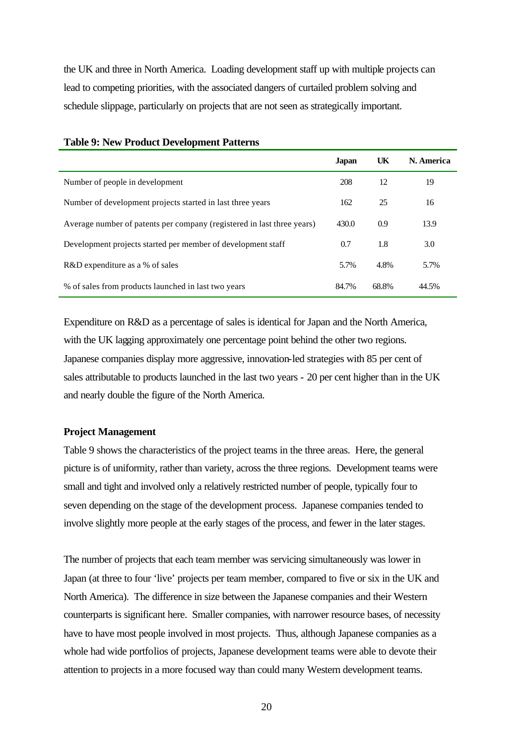the UK and three in North America. Loading development staff up with multiple projects can lead to competing priorities, with the associated dangers of curtailed problem solving and schedule slippage, particularly on projects that are not seen as strategically important.

**Table 9: New Product Development Patterns**

| | Japan | UK | N. America |
|---|---|---|---|
| Number of people in development | 208 | 12 | 19 |
| Number of development projects started in last three years | 162 | 25 | 16 |
| Average number of patents per company (registered in last three years) | 430.0 | 0.9 | 13.9 |
| Development projects started per member of development staff | 0.7 | 1.8 | 3.0 |
| R&D expenditure as a % of sales | 5.7% | 4.8% | 5.7% |
| % of sales from products launched in last two years | 84.7% | 68.8% | 44.5% |

Expenditure on R&D as a percentage of sales is identical for Japan and the North America, with the UK lagging approximately one percentage point behind the other two regions. Japanese companies display more aggressive, innovation-led strategies with 85 per cent of sales attributable to products launched in the last two years - 20 per cent higher than in the UK and nearly double the figure of the North America.

**Project Management**

Table 9 shows the characteristics of the project teams in the three areas. Here, the general picture is of uniformity, rather than variety, across the three regions. Development teams were small and tight and involved only a relatively restricted number of people, typically four to seven depending on the stage of the development process. Japanese companies tended to involve slightly more people at the early stages of the process, and fewer in the later stages.

The number of projects that each team member was servicing simultaneously was lower in Japan (at three to four 'live' projects per team member, compared to five or six in the UK and North America). The difference in size between the Japanese companies and their Western counterparts is significant here. Smaller companies, with narrower resource bases, of necessity have to have most people involved in most projects. Thus, although Japanese companies as a whole had wide portfolios of projects, Japanese development teams were able to devote their attention to projects in a more focused way than could many Western development teams.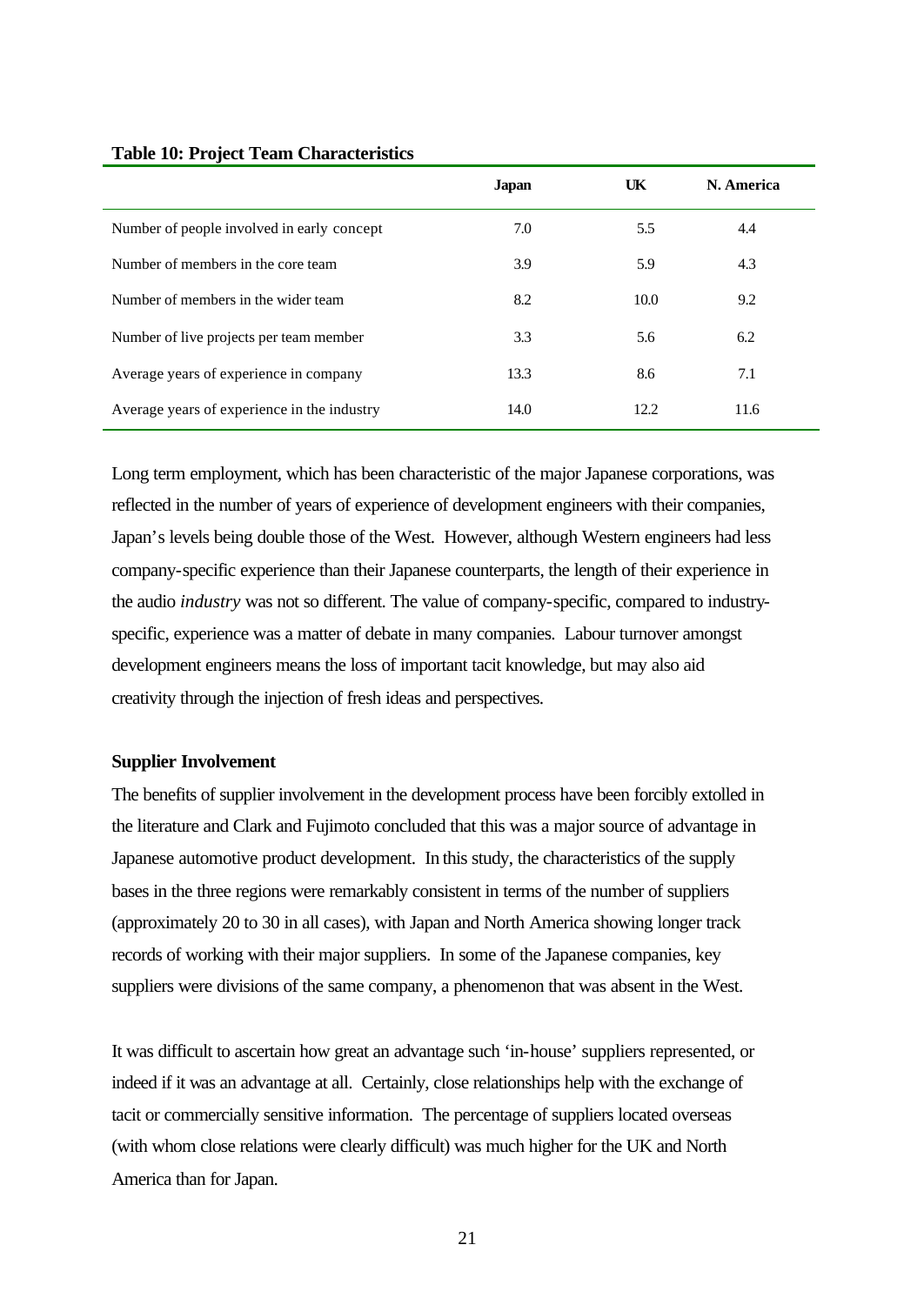**Table 10: Project Team Characteristics**

| | Japan | UK | N. America |
|---|---|---|---|
| Number of people involved in early concept | 7.0 | 5.5 | 4.4 |
| Number of members in the core team | 3.9 | 5.9 | 4.3 |
| Number of members in the wider team | 8.2 | 10.0 | 9.2 |
| Number of live projects per team member | 3.3 | 5.6 | 6.2 |
| Average years of experience in company | 13.3 | 8.6 | 7.1 |
| Average years of experience in the industry | 14.0 | 12.2 | 11.6 |

Long term employment, which has been characteristic of the major Japanese corporations, was reflected in the number of years of experience of development engineers with their companies, Japan's levels being double those of the West. However, although Western engineers had less company-specific experience than their Japanese counterparts, the length of their experience in the audio *industry* was not so different. The value of company-specific, compared to industry-specific, experience was a matter of debate in many companies. Labour turnover amongst development engineers means the loss of important tacit knowledge, but may also aid creativity through the injection of fresh ideas and perspectives.

**Supplier Involvement**

The benefits of supplier involvement in the development process have been forcibly extolled in the literature and Clark and Fujimoto concluded that this was a major source of advantage in Japanese automotive product development. In this study, the characteristics of the supply bases in the three regions were remarkably consistent in terms of the number of suppliers (approximately 20 to 30 in all cases), with Japan and North America showing longer track records of working with their major suppliers. In some of the Japanese companies, key suppliers were divisions of the same company, a phenomenon that was absent in the West.

It was difficult to ascertain how great an advantage such 'in-house' suppliers represented, or indeed if it was an advantage at all. Certainly, close relationships help with the exchange of tacit or commercially sensitive information. The percentage of suppliers located overseas (with whom close relations were clearly difficult) was much higher for the UK and North America than for Japan.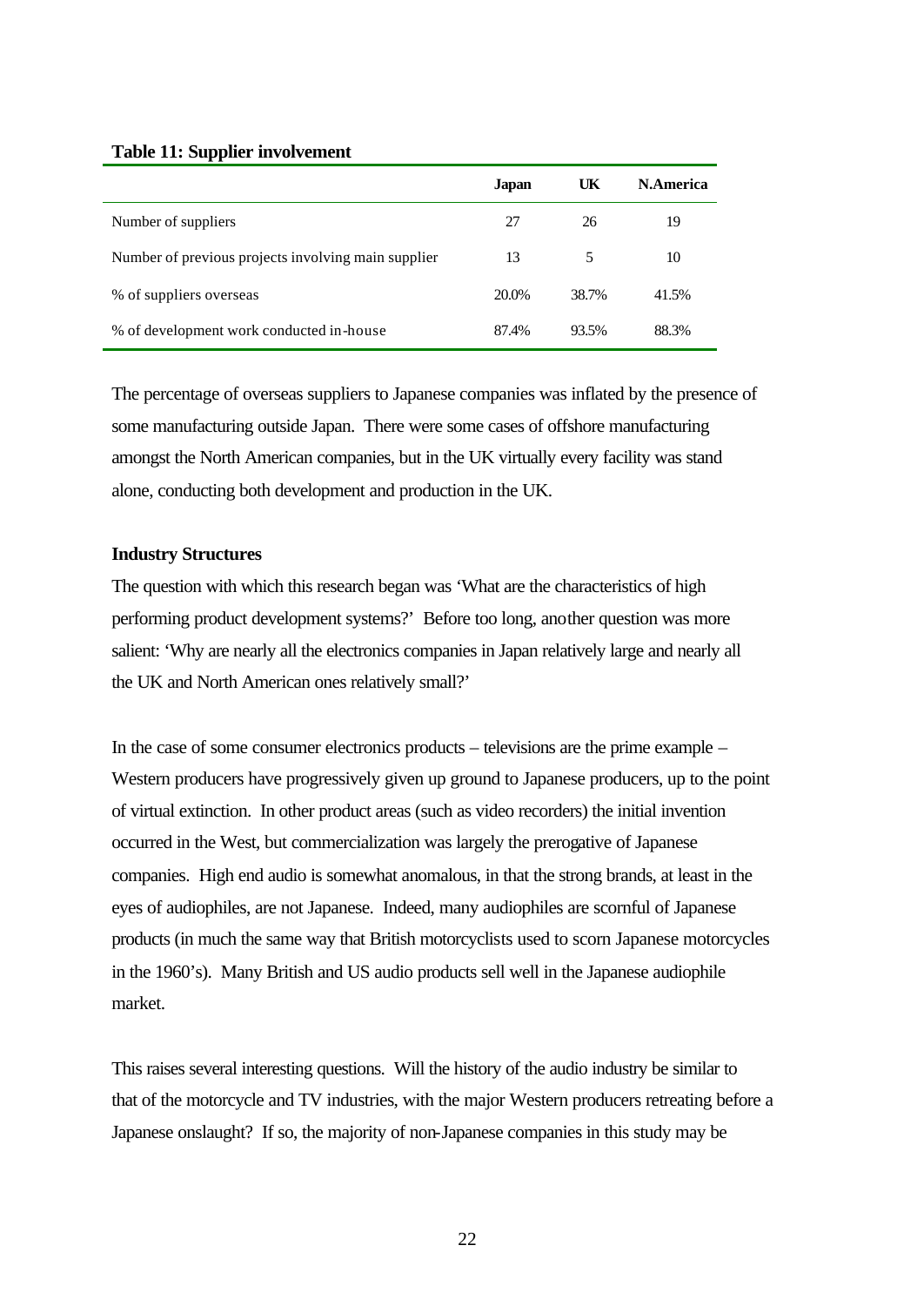**Table 11: Supplier involvement**

| | Japan | UK | N.America |
|---|---|---|---|
| Number of suppliers | 27 | 26 | 19 |
| Number of previous projects involving main supplier | 13 | 5 | 10 |
| % of suppliers overseas | 20.0% | 38.7% | 41.5% |
| % of development work conducted in-house | 87.4% | 93.5% | 88.3% |

The percentage of overseas suppliers to Japanese companies was inflated by the presence of some manufacturing outside Japan. There were some cases of offshore manufacturing amongst the North American companies, but in the UK virtually every facility was stand alone, conducting both development and production in the UK.

**Industry Structures**

The question with which this research began was 'What are the characteristics of high performing product development systems?' Before too long, another question was more salient: 'Why are nearly all the electronics companies in Japan relatively large and nearly all the UK and North American ones relatively small?'

In the case of some consumer electronics products – televisions are the prime example – Western producers have progressively given up ground to Japanese producers, up to the point of virtual extinction. In other product areas (such as video recorders) the initial invention occurred in the West, but commercialization was largely the prerogative of Japanese companies. High end audio is somewhat anomalous, in that the strong brands, at least in the eyes of audiophiles, are not Japanese. Indeed, many audiophiles are scornful of Japanese products (in much the same way that British motorcyclists used to scorn Japanese motorcycles in the 1960's). Many British and US audio products sell well in the Japanese audiophile market.

This raises several interesting questions. Will the history of the audio industry be similar to that of the motorcycle and TV industries, with the major Western producers retreating before a Japanese onslaught? If so, the majority of non-Japanese companies in this study may be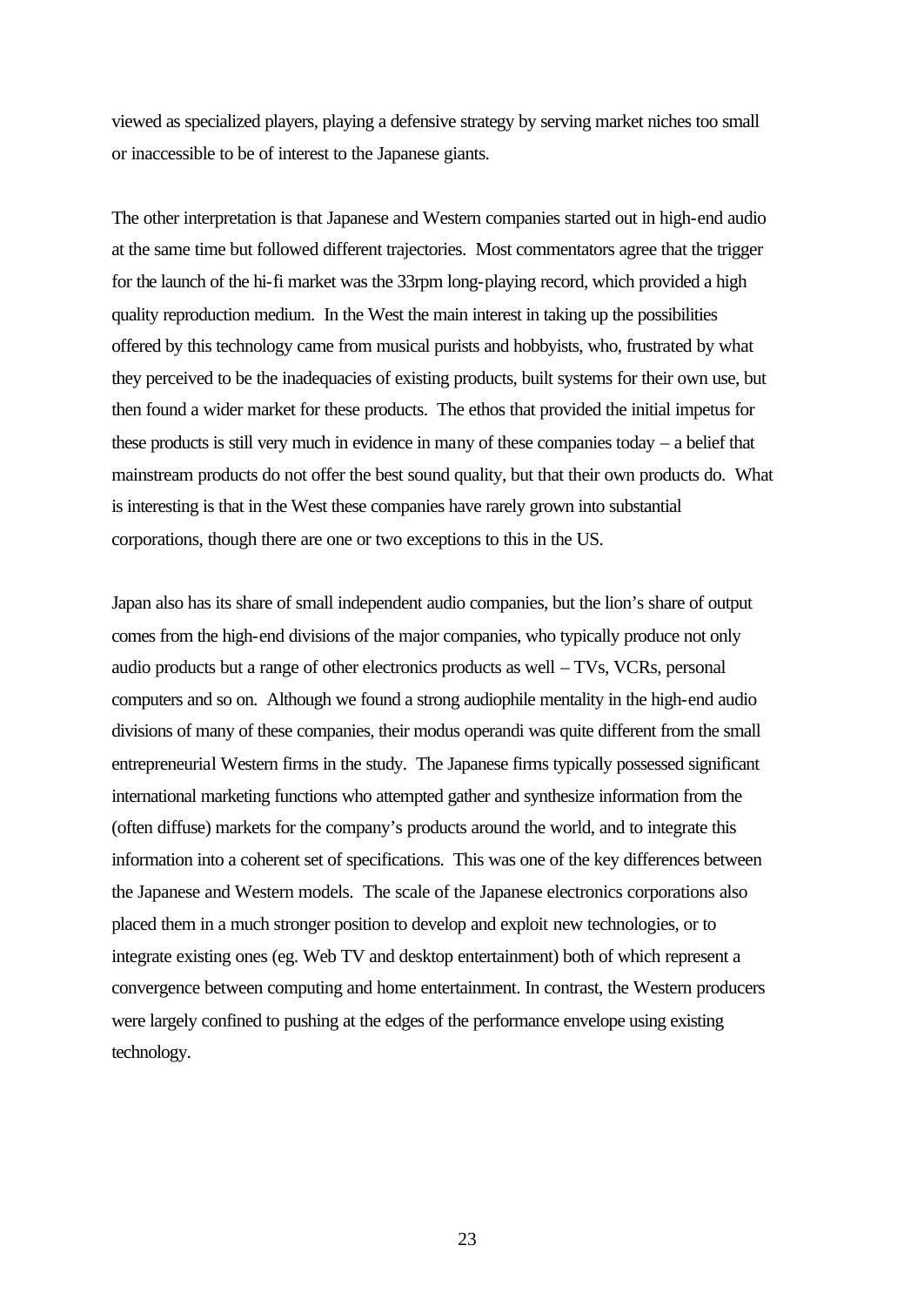viewed as specialized players, playing a defensive strategy by serving market niches too small or inaccessible to be of interest to the Japanese giants.

The other interpretation is that Japanese and Western companies started out in high-end audio at the same time but followed different trajectories. Most commentators agree that the trigger for the launch of the hi-fi market was the 33rpm long-playing record, which provided a high quality reproduction medium. In the West the main interest in taking up the possibilities offered by this technology came from musical purists and hobbyists, who, frustrated by what they perceived to be the inadequacies of existing products, built systems for their own use, but then found a wider market for these products. The ethos that provided the initial impetus for these products is still very much in evidence in many of these companies today – a belief that mainstream products do not offer the best sound quality, but that their own products do. What is interesting is that in the West these companies have rarely grown into substantial corporations, though there are one or two exceptions to this in the US.

Japan also has its share of small independent audio companies, but the lion's share of output comes from the high-end divisions of the major companies, who typically produce not only audio products but a range of other electronics products as well – TVs, VCRs, personal computers and so on. Although we found a strong audiophile mentality in the high-end audio divisions of many of these companies, their modus operandi was quite different from the small entrepreneurial Western firms in the study. The Japanese firms typically possessed significant international marketing functions who attempted gather and synthesize information from the (often diffuse) markets for the company's products around the world, and to integrate this information into a coherent set of specifications. This was one of the key differences between the Japanese and Western models. The scale of the Japanese electronics corporations also placed them in a much stronger position to develop and exploit new technologies, or to integrate existing ones (eg. Web TV and desktop entertainment) both of which represent a convergence between computing and home entertainment. In contrast, the Western producers were largely confined to pushing at the edges of the performance envelope using existing technology.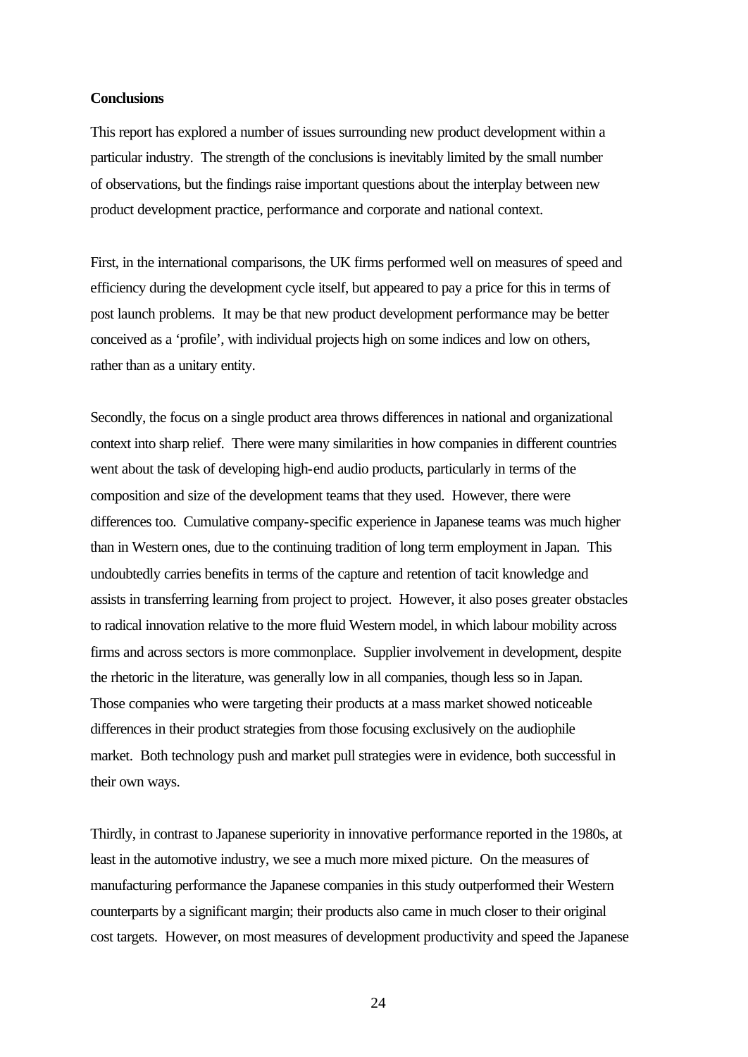**Conclusions**

This report has explored a number of issues surrounding new product development within a particular industry. The strength of the conclusions is inevitably limited by the small number of observations, but the findings raise important questions about the interplay between new product development practice, performance and corporate and national context.

First, in the international comparisons, the UK firms performed well on measures of speed and efficiency during the development cycle itself, but appeared to pay a price for this in terms of post launch problems. It may be that new product development performance may be better conceived as a 'profile', with individual projects high on some indices and low on others, rather than as a unitary entity.

Secondly, the focus on a single product area throws differences in national and organizational context into sharp relief. There were many similarities in how companies in different countries went about the task of developing high-end audio products, particularly in terms of the composition and size of the development teams that they used. However, there were differences too. Cumulative company-specific experience in Japanese teams was much higher than in Western ones, due to the continuing tradition of long term employment in Japan. This undoubtedly carries benefits in terms of the capture and retention of tacit knowledge and assists in transferring learning from project to project. However, it also poses greater obstacles to radical innovation relative to the more fluid Western model, in which labour mobility across firms and across sectors is more commonplace. Supplier involvement in development, despite the rhetoric in the literature, was generally low in all companies, though less so in Japan. Those companies who were targeting their products at a mass market showed noticeable differences in their product strategies from those focusing exclusively on the audiophile market. Both technology push and market pull strategies were in evidence, both successful in their own ways.

Thirdly, in contrast to Japanese superiority in innovative performance reported in the 1980s, at least in the automotive industry, we see a much more mixed picture. On the measures of manufacturing performance the Japanese companies in this study outperformed their Western counterparts by a significant margin; their products also came in much closer to their original cost targets. However, on most measures of development productivity and speed the Japanese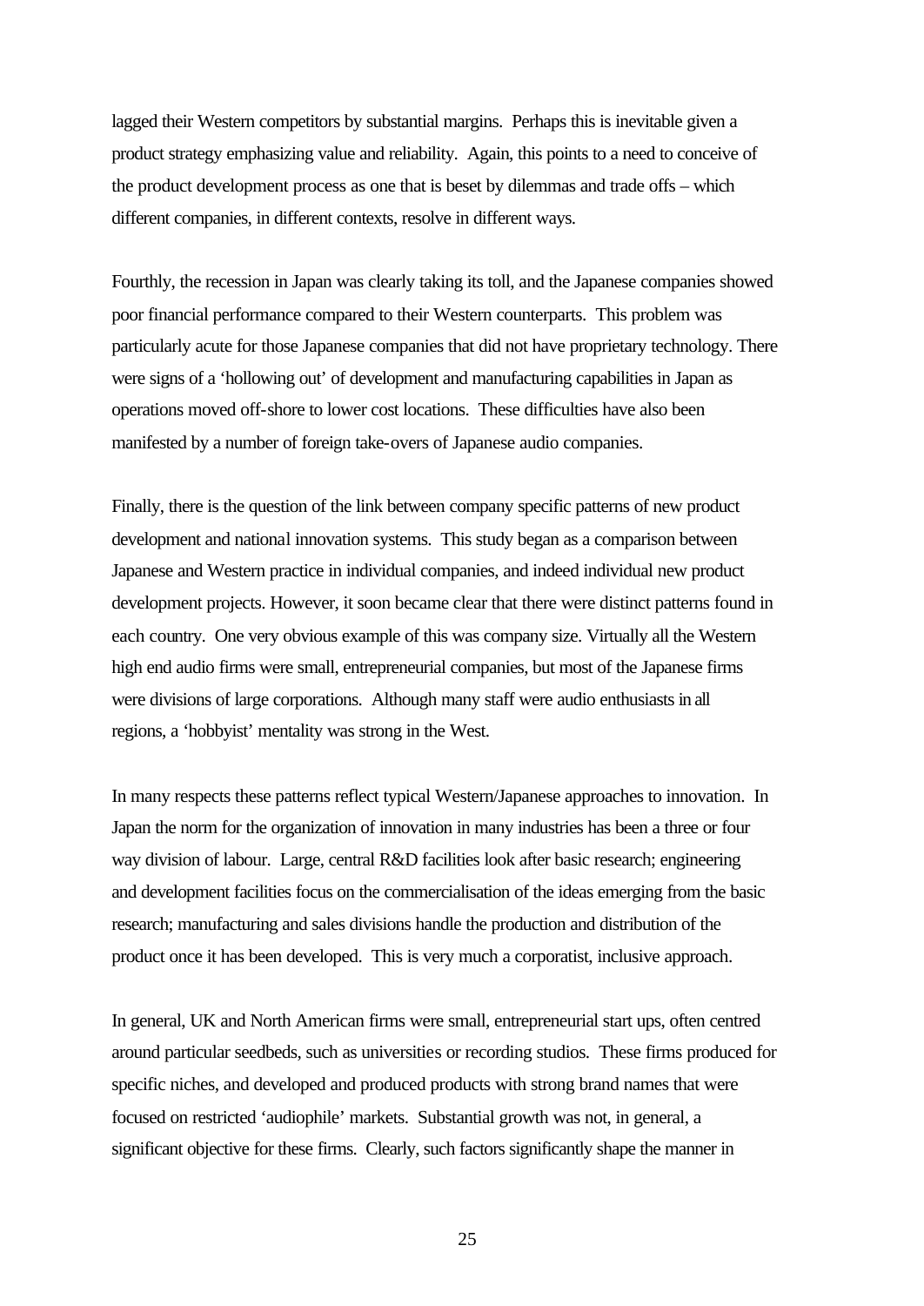lagged their Western competitors by substantial margins. Perhaps this is inevitable given a product strategy emphasizing value and reliability. Again, this points to a need to conceive of the product development process as one that is beset by dilemmas and trade offs – which different companies, in different contexts, resolve in different ways.

Fourthly, the recession in Japan was clearly taking its toll, and the Japanese companies showed poor financial performance compared to their Western counterparts. This problem was particularly acute for those Japanese companies that did not have proprietary technology. There were signs of a 'hollowing out' of development and manufacturing capabilities in Japan as operations moved off-shore to lower cost locations. These difficulties have also been manifested by a number of foreign take-overs of Japanese audio companies.

Finally, there is the question of the link between company specific patterns of new product development and national innovation systems. This study began as a comparison between Japanese and Western practice in individual companies, and indeed individual new product development projects. However, it soon became clear that there were distinct patterns found in each country. One very obvious example of this was company size. Virtually all the Western high end audio firms were small, entrepreneurial companies, but most of the Japanese firms were divisions of large corporations. Although many staff were audio enthusiasts in all regions, a 'hobbyist' mentality was strong in the West.

In many respects these patterns reflect typical Western/Japanese approaches to innovation. In Japan the norm for the organization of innovation in many industries has been a three or four way division of labour. Large, central R&D facilities look after basic research; engineering and development facilities focus on the commercialisation of the ideas emerging from the basic research; manufacturing and sales divisions handle the production and distribution of the product once it has been developed. This is very much a corporatist, inclusive approach.

In general, UK and North American firms were small, entrepreneurial start ups, often centred around particular seedbeds, such as universities or recording studios. These firms produced for specific niches, and developed and produced products with strong brand names that were focused on restricted 'audiophile' markets. Substantial growth was not, in general, a significant objective for these firms. Clearly, such factors significantly shape the manner in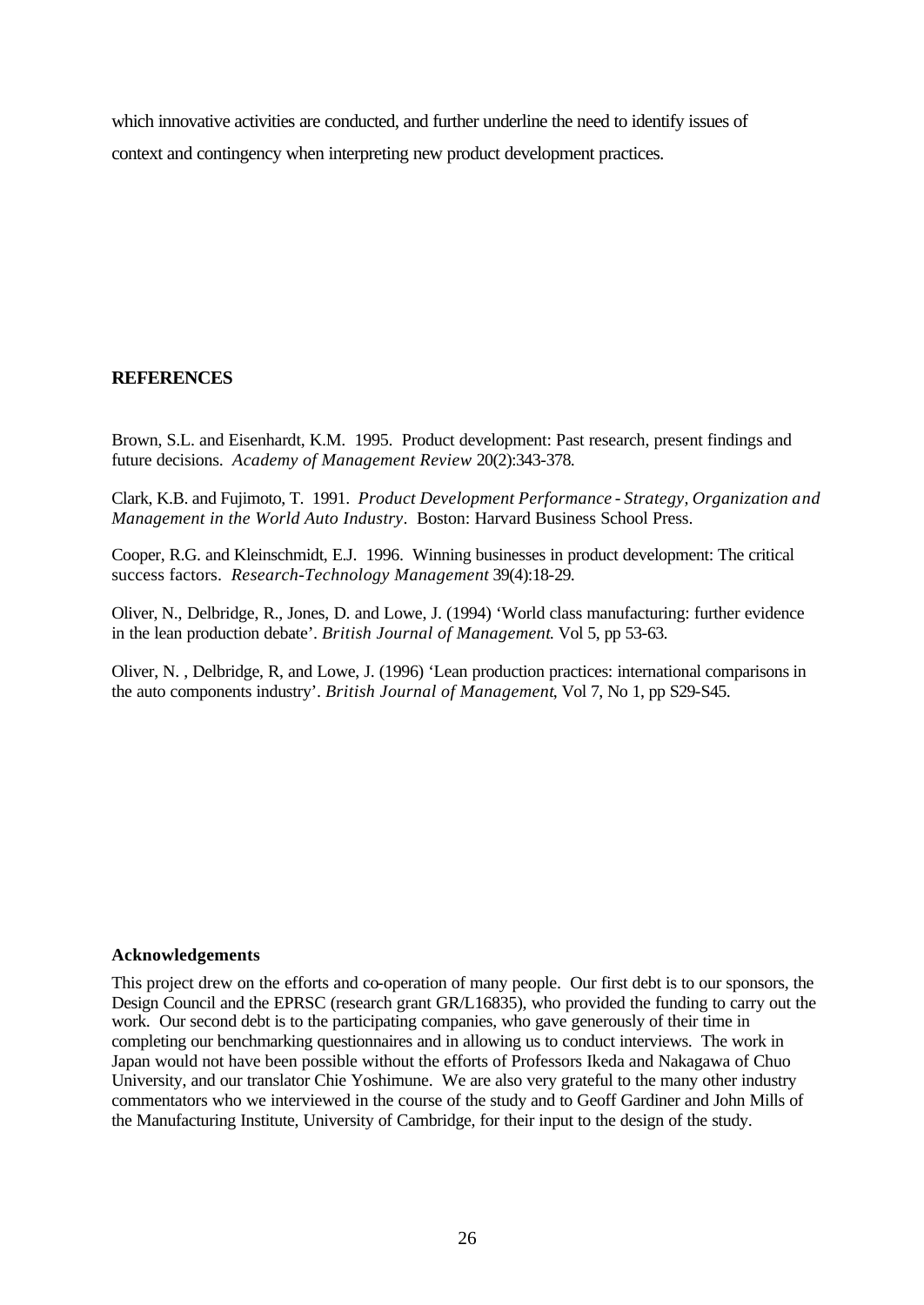which innovative activities are conducted, and further underline the need to identify issues of context and contingency when interpreting new product development practices.

## REFERENCES

Brown, S.L. and Eisenhardt, K.M. 1995. Product development: Past research, present findings and future decisions. *Academy of Management Review* 20(2):343-378.

Clark, K.B. and Fujimoto, T. 1991. *Product Development Performance - Strategy, Organization and Management in the World Auto Industry*. Boston: Harvard Business School Press.

Cooper, R.G. and Kleinschmidt, E.J. 1996. Winning businesses in product development: The critical success factors. *Research-Technology Management* 39(4):18-29.

Oliver, N., Delbridge, R., Jones, D. and Lowe, J. (1994) 'World class manufacturing: further evidence in the lean production debate'. *British Journal of Management*. Vol 5, pp 53-63.

Oliver, N. , Delbridge, R, and Lowe, J. (1996) 'Lean production practices: international comparisons in the auto components industry'. *British Journal of Management*, Vol 7, No 1, pp S29-S45.

**Acknowledgements**

This project drew on the efforts and co-operation of many people. Our first debt is to our sponsors, the Design Council and the EPRSC (research grant GR/L16835), who provided the funding to carry out the work. Our second debt is to the participating companies, who gave generously of their time in completing our benchmarking questionnaires and in allowing us to conduct interviews. The work in Japan would not have been possible without the efforts of Professors Ikeda and Nakagawa of Chuo University, and our translator Chie Yoshimune. We are also very grateful to the many other industry commentators who we interviewed in the course of the study and to Geoff Gardiner and John Mills of the Manufacturing Institute, University of Cambridge, for their input to the design of the study.